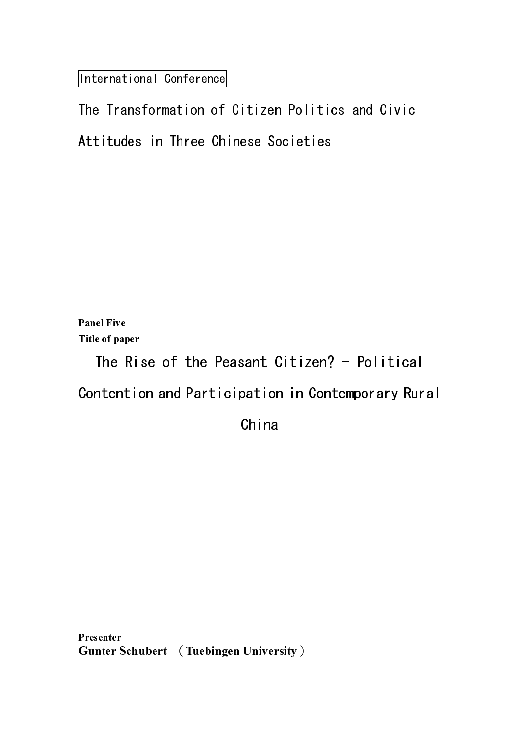International Conference

# The Transformation of Citizen Politics and Civic Attitudes in Three Chinese Societies

**Panel Five**
**Title of paper**

## The Rise of the Peasant Citizen? - Political Contention and Participation in Contemporary Rural China

**Presenter**
**Gunter Schubert （Tuebingen University）**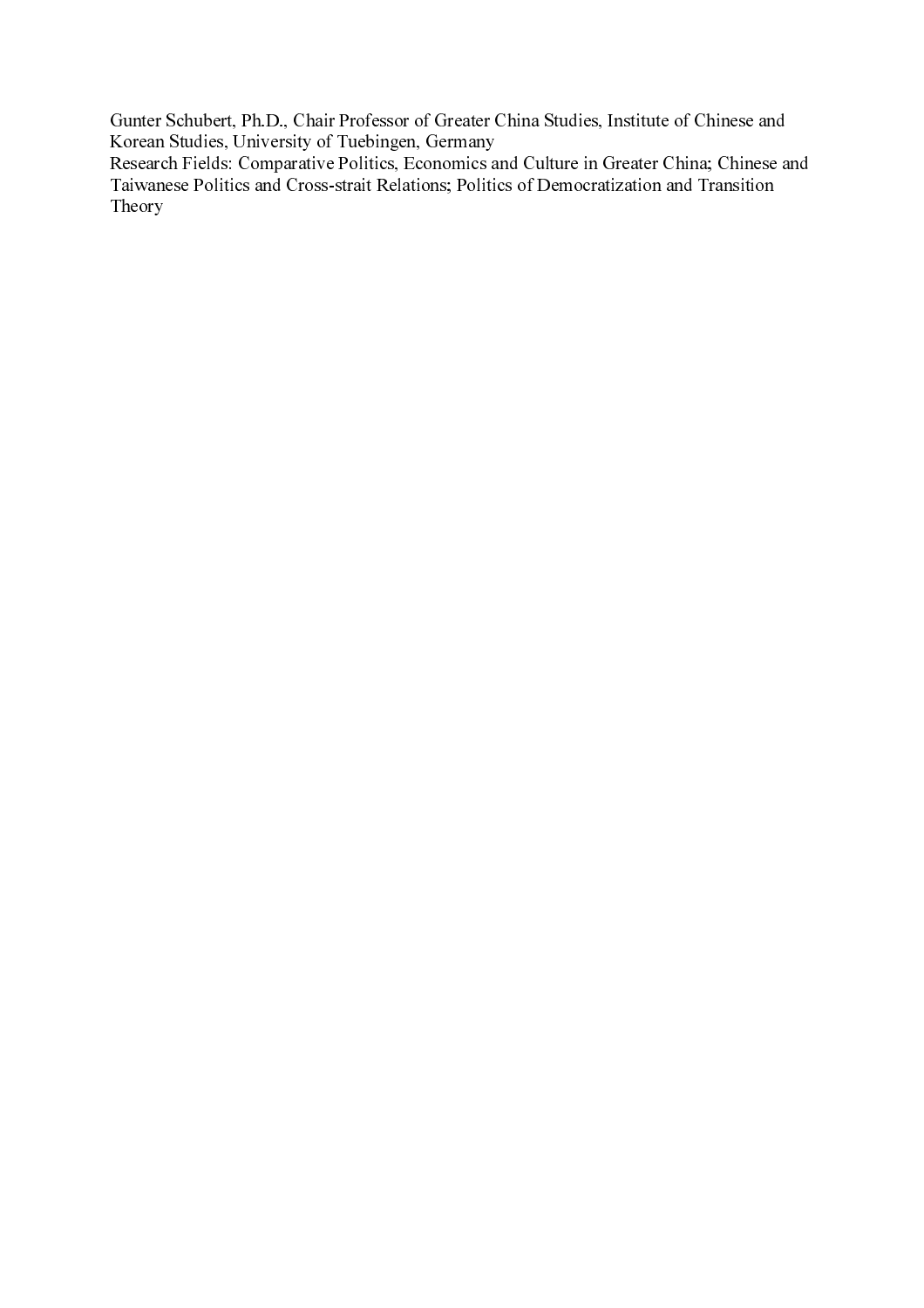Gunter Schubert, Ph.D., Chair Professor of Greater China Studies, Institute of Chinese and Korean Studies, University of Tuebingen, Germany

Research Fields: Comparative Politics, Economics and Culture in Greater China; Chinese and Taiwanese Politics and Cross-strait Relations; Politics of Democratization and Transition Theory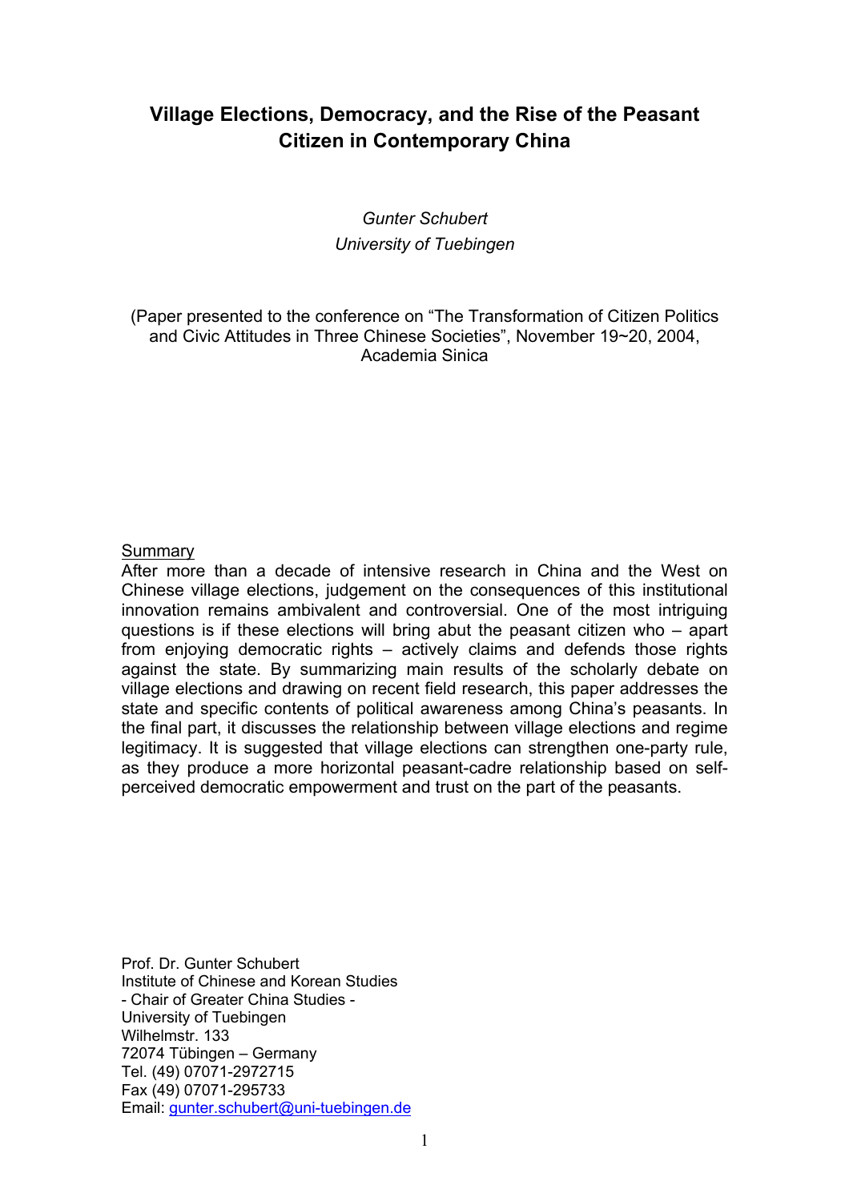# Village Elections, Democracy, and the Rise of the Peasant Citizen in Contemporary China

*Gunter Schubert*
*University of Tuebingen*

(Paper presented to the conference on "The Transformation of Citizen Politics and Civic Attitudes in Three Chinese Societies", November 19~20, 2004, Academia Sinica

<u>Summary</u>

After more than a decade of intensive research in China and the West on Chinese village elections, judgement on the consequences of this institutional innovation remains ambivalent and controversial. One of the most intriguing questions is if these elections will bring abut the peasant citizen who – apart from enjoying democratic rights – actively claims and defends those rights against the state. By summarizing main results of the scholarly debate on village elections and drawing on recent field research, this paper addresses the state and specific contents of political awareness among China's peasants. In the final part, it discusses the relationship between village elections and regime legitimacy. It is suggested that village elections can strengthen one-party rule, as they produce a more horizontal peasant-cadre relationship based on self-perceived democratic empowerment and trust on the part of the peasants.

Prof. Dr. Gunter Schubert
Institute of Chinese and Korean Studies
- Chair of Greater China Studies -
University of Tuebingen
Wilhelmstr. 133
72074 Tübingen – Germany
Tel. (49) 07071-2972715
Fax (49) 07071-295733
Email: gunter.schubert@uni-tuebingen.de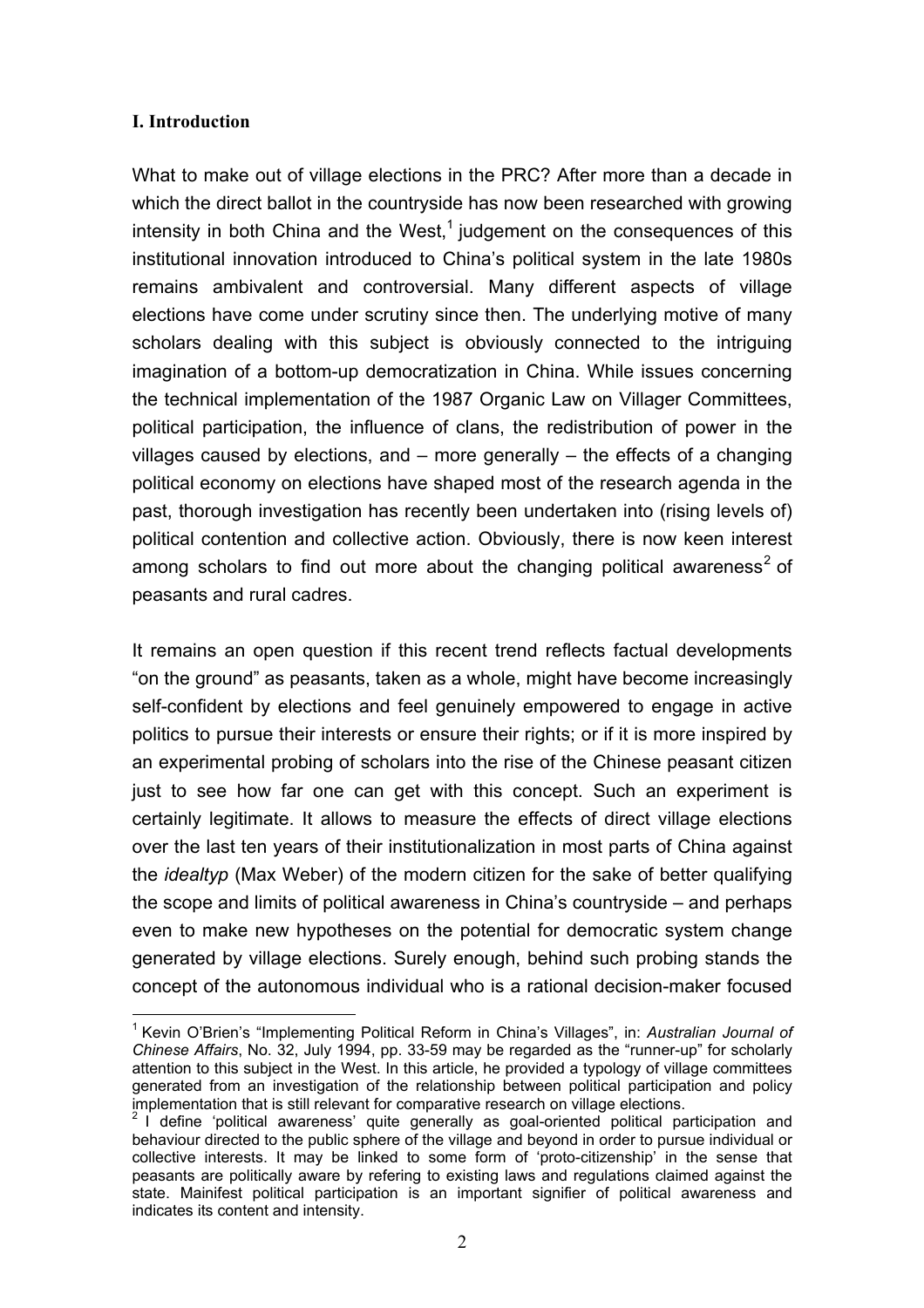## I. Introduction

What to make out of village elections in the PRC? After more than a decade in which the direct ballot in the countryside has now been researched with growing intensity in both China and the West,[1] judgement on the consequences of this institutional innovation introduced to China's political system in the late 1980s remains ambivalent and controversial. Many different aspects of village elections have come under scrutiny since then. The underlying motive of many scholars dealing with this subject is obviously connected to the intriguing imagination of a bottom-up democratization in China. While issues concerning the technical implementation of the 1987 Organic Law on Villager Committees, political participation, the influence of clans, the redistribution of power in the villages caused by elections, and – more generally – the effects of a changing political economy on elections have shaped most of the research agenda in the past, thorough investigation has recently been undertaken into (rising levels of) political contention and collective action. Obviously, there is now keen interest among scholars to find out more about the changing political awareness[2] of peasants and rural cadres.

It remains an open question if this recent trend reflects factual developments "on the ground" as peasants, taken as a whole, might have become increasingly self-confident by elections and feel genuinely empowered to engage in active politics to pursue their interests or ensure their rights; or if it is more inspired by an experimental probing of scholars into the rise of the Chinese peasant citizen just to see how far one can get with this concept. Such an experiment is certainly legitimate. It allows to measure the effects of direct village elections over the last ten years of their institutionalization in most parts of China against the *idealtyp* (Max Weber) of the modern citizen for the sake of better qualifying the scope and limits of political awareness in China's countryside – and perhaps even to make new hypotheses on the potential for democratic system change generated by village elections. Surely enough, behind such probing stands the concept of the autonomous individual who is a rational decision-maker focused

---

[1] Kevin O'Brien's "Implementing Political Reform in China's Villages", in: *Australian Journal of Chinese Affairs*, No. 32, July 1994, pp. 33-59 may be regarded as the "runner-up" for scholarly attention to this subject in the West. In this article, he provided a typology of village committees generated from an investigation of the relationship between political participation and policy implementation that is still relevant for comparative research on village elections.

[2] I define 'political awareness' quite generally as goal-oriented political participation and behaviour directed to the public sphere of the village and beyond in order to pursue individual or collective interests. It may be linked to some form of 'proto-citizenship' in the sense that peasants are politically aware by refering to existing laws and regulations claimed against the state. Mainifest political participation is an important signifier of political awareness and indicates its content and intensity.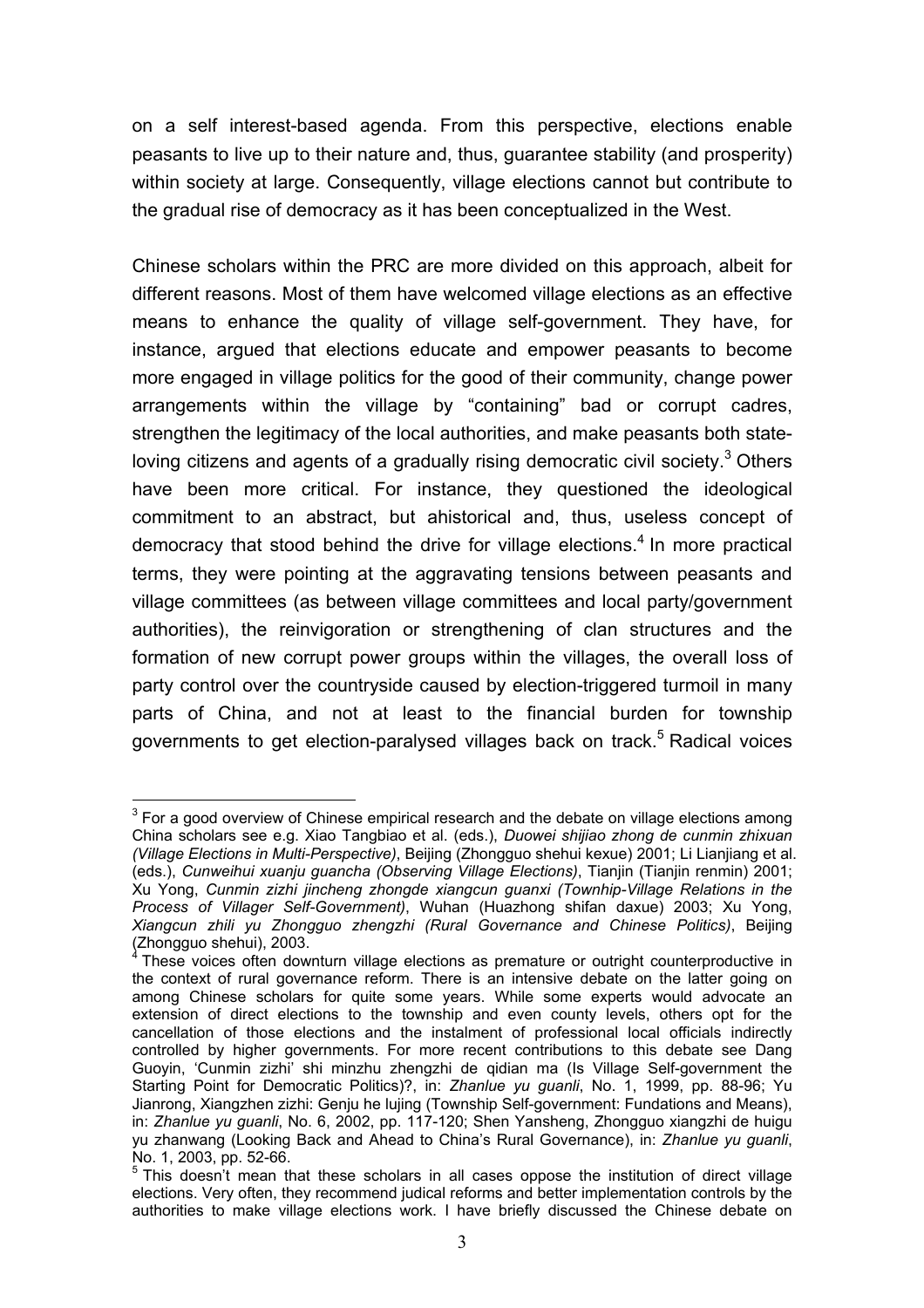on a self interest-based agenda. From this perspective, elections enable peasants to live up to their nature and, thus, guarantee stability (and prosperity) within society at large. Consequently, village elections cannot but contribute to the gradual rise of democracy as it has been conceptualized in the West.

Chinese scholars within the PRC are more divided on this approach, albeit for different reasons. Most of them have welcomed village elections as an effective means to enhance the quality of village self-government. They have, for instance, argued that elections educate and empower peasants to become more engaged in village politics for the good of their community, change power arrangements within the village by "containing" bad or corrupt cadres, strengthen the legitimacy of the local authorities, and make peasants both state-loving citizens and agents of a gradually rising democratic civil society.[3] Others have been more critical. For instance, they questioned the ideological commitment to an abstract, but ahistorical and, thus, useless concept of democracy that stood behind the drive for village elections.[4] In more practical terms, they were pointing at the aggravating tensions between peasants and village committees (as between village committees and local party/government authorities), the reinvigoration or strengthening of clan structures and the formation of new corrupt power groups within the villages, the overall loss of party control over the countryside caused by election-triggered turmoil in many parts of China, and not at least to the financial burden for township governments to get election-paralysed villages back on track.[5] Radical voices

---

[3] For a good overview of Chinese empirical research and the debate on village elections among China scholars see e.g. Xiao Tangbiao et al. (eds.), *Duowei shijiao zhong de cunmin zhixuan (Village Elections in Multi-Perspective)*, Beijing (Zhongguo shehui kexue) 2001; Li Lianjiang et al. (eds.), *Cunweihui xuanju guancha (Observing Village Elections)*, Tianjin (Tianjin renmin) 2001; Xu Yong, *Cunmin zizhi jincheng zhongde xiangcun guanxi (Townhip-Village Relations in the Process of Villager Self-Government)*, Wuhan (Huazhong shifan daxue) 2003; Xu Yong, *Xiangcun zhili yu Zhongguo zhengzhi (Rural Governance and Chinese Politics)*, Beijing (Zhongguo shehui), 2003.

[4] These voices often downturn village elections as premature or outright counterproductive in the context of rural governance reform. There is an intensive debate on the latter going on among Chinese scholars for quite some years. While some experts would advocate an extension of direct elections to the township and even county levels, others opt for the cancellation of those elections and the instalment of professional local officials indirectly controlled by higher governments. For more recent contributions to this debate see Dang Guoyin, 'Cunmin zizhi' shi minzhu zhengzhi de qidian ma (Is Village Self-government the Starting Point for Democratic Politics)?, in: *Zhanlue yu guanli*, No. 1, 1999, pp. 88-96; Yu Jianrong, Xiangzhen zizhi: Genju he lujing (Township Self-government: Fundations and Means), in: *Zhanlue yu guanli*, No. 6, 2002, pp. 117-120; Shen Yansheng, Zhongguo xiangzhi de huigu yu zhanwang (Looking Back and Ahead to China's Rural Governance), in: *Zhanlue yu guanli*, No. 1, 2003, pp. 52-66.

[5] This doesn't mean that these scholars in all cases oppose the institution of direct village elections. Very often, they recommend judical reforms and better implementation controls by the authorities to make village elections work. I have briefly discussed the Chinese debate on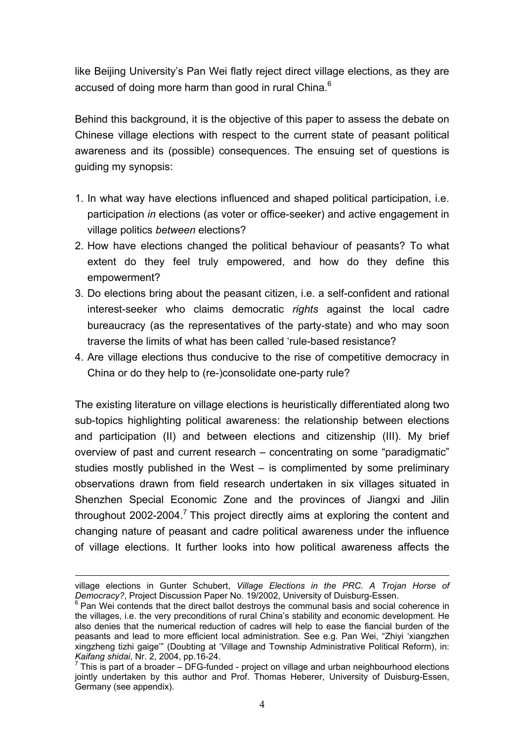like Beijing University's Pan Wei flatly reject direct village elections, as they are accused of doing more harm than good in rural China.[6]

Behind this background, it is the objective of this paper to assess the debate on Chinese village elections with respect to the current state of peasant political awareness and its (possible) consequences. The ensuing set of questions is guiding my synopsis:

1. In what way have elections influenced and shaped political participation, i.e. participation *in* elections (as voter or office-seeker) and active engagement in village politics *between* elections?
2. How have elections changed the political behaviour of peasants? To what extent do they feel truly empowered, and how do they define this empowerment?
3. Do elections bring about the peasant citizen, i.e. a self-confident and rational interest-seeker who claims democratic *rights* against the local cadre bureaucracy (as the representatives of the party-state) and who may soon traverse the limits of what has been called 'rule-based resistance?
4. Are village elections thus conducive to the rise of competitive democracy in China or do they help to (re-)consolidate one-party rule?

The existing literature on village elections is heuristically differentiated along two sub-topics highlighting political awareness: the relationship between elections and participation (II) and between elections and citizenship (III). My brief overview of past and current research – concentrating on some "paradigmatic" studies mostly published in the West – is complimented by some preliminary observations drawn from field research undertaken in six villages situated in Shenzhen Special Economic Zone and the provinces of Jiangxi and Jilin throughout 2002-2004.[7] This project directly aims at exploring the content and changing nature of peasant and cadre political awareness under the influence of village elections. It further looks into how political awareness affects the

---

village elections in Gunter Schubert, *Village Elections in the PRC. A Trojan Horse of Democracy?*, Project Discussion Paper No. 19/2002, University of Duisburg-Essen.

[6] Pan Wei contends that the direct ballot destroys the communal basis and social coherence in the villages, i.e. the very preconditions of rural China's stability and economic development. He also denies that the numerical reduction of cadres will help to ease the fiancial burden of the peasants and lead to more efficient local administration. See e.g. Pan Wei, "Zhiyi 'xiangzhen xingzheng tizhi gaige'" (Doubting at 'Village and Township Administrative Political Reform), in: *Kaifang shidai*, Nr. 2, 2004, pp.16-24.

[7] This is part of a broader – DFG-funded - project on village and urban neighbourhood elections jointly undertaken by this author and Prof. Thomas Heberer, University of Duisburg-Essen, Germany (see appendix).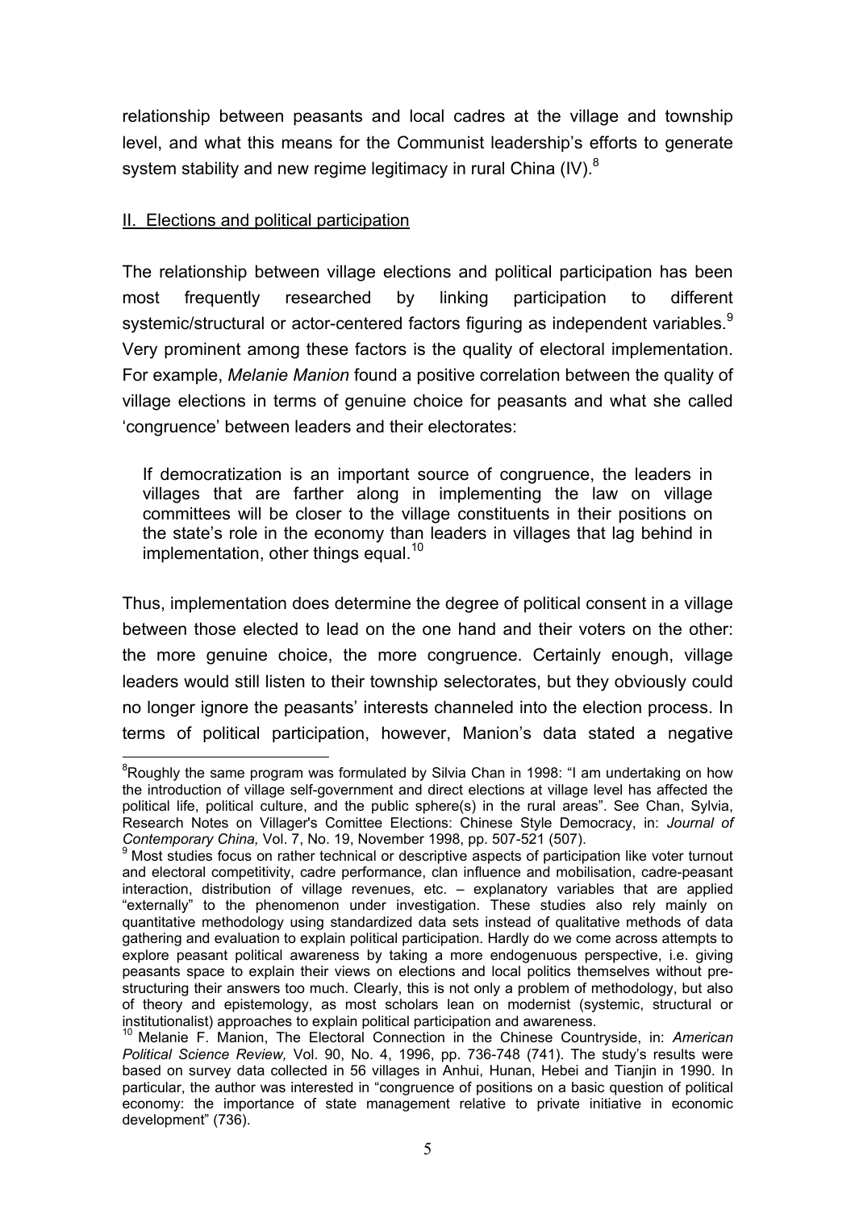relationship between peasants and local cadres at the village and township level, and what this means for the Communist leadership's efforts to generate system stability and new regime legitimacy in rural China (IV).[8]

## II. Elections and political participation

The relationship between village elections and political participation has been most frequently researched by linking participation to different systemic/structural or actor-centered factors figuring as independent variables.[9] Very prominent among these factors is the quality of electoral implementation. For example, *Melanie Manion* found a positive correlation between the quality of village elections in terms of genuine choice for peasants and what she called 'congruence' between leaders and their electorates:

> If democratization is an important source of congruence, the leaders in villages that are farther along in implementing the law on village committees will be closer to the village constituents in their positions on the state's role in the economy than leaders in villages that lag behind in implementation, other things equal.[10]

Thus, implementation does determine the degree of political consent in a village between those elected to lead on the one hand and their voters on the other: the more genuine choice, the more congruence. Certainly enough, village leaders would still listen to their township selectorates, but they obviously could no longer ignore the peasants' interests channeled into the election process. In terms of political participation, however, Manion's data stated a negative

---

[8] Roughly the same program was formulated by Silvia Chan in 1998: "I am undertaking on how the introduction of village self-government and direct elections at village level has affected the political life, political culture, and the public sphere(s) in the rural areas". See Chan, Sylvia, Research Notes on Villager's Comittee Elections: Chinese Style Democracy, in: *Journal of Contemporary China,* Vol. 7, No. 19, November 1998, pp. 507-521 (507).

[9] Most studies focus on rather technical or descriptive aspects of participation like voter turnout and electoral competitivity, cadre performance, clan influence and mobilisation, cadre-peasant interaction, distribution of village revenues, etc. – explanatory variables that are applied "externally" to the phenomenon under investigation. These studies also rely mainly on quantitative methodology using standardized data sets instead of qualitative methods of data gathering and evaluation to explain political participation. Hardly do we come across attempts to explore peasant political awareness by taking a more endogenuous perspective, i.e. giving peasants space to explain their views on elections and local politics themselves without pre-structuring their answers too much. Clearly, this is not only a problem of methodology, but also of theory and epistemology, as most scholars lean on modernist (systemic, structural or institutionalist) approaches to explain political participation and awareness.

[10] Melanie F. Manion, The Electoral Connection in the Chinese Countryside, in: *American Political Science Review,* Vol. 90, No. 4, 1996, pp. 736-748 (741). The study's results were based on survey data collected in 56 villages in Anhui, Hunan, Hebei and Tianjin in 1990. In particular, the author was interested in "congruence of positions on a basic question of political economy: the importance of state management relative to private initiative in economic development" (736).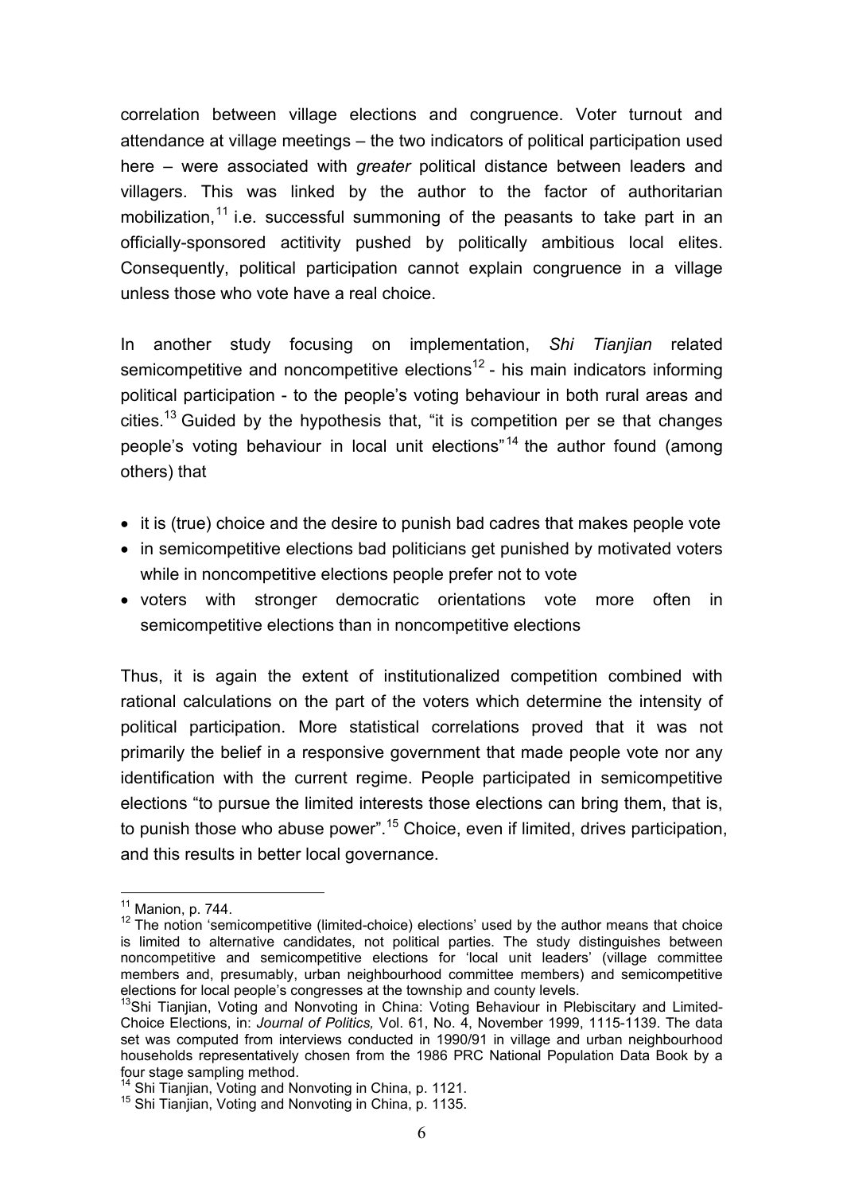correlation between village elections and congruence. Voter turnout and attendance at village meetings – the two indicators of political participation used here – were associated with *greater* political distance between leaders and villagers. This was linked by the author to the factor of authoritarian mobilization,[11] i.e. successful summoning of the peasants to take part in an officially-sponsored actitivity pushed by politically ambitious local elites. Consequently, political participation cannot explain congruence in a village unless those who vote have a real choice.

In another study focusing on implementation, *Shi Tianjian* related semicompetitive and noncompetitive elections[12] - his main indicators informing political participation - to the people's voting behaviour in both rural areas and cities.[13] Guided by the hypothesis that, "it is competition per se that changes people's voting behaviour in local unit elections"[14] the author found (among others) that

- it is (true) choice and the desire to punish bad cadres that makes people vote
- in semicompetitive elections bad politicians get punished by motivated voters while in noncompetitive elections people prefer not to vote
- voters with stronger democratic orientations vote more often in semicompetitive elections than in noncompetitive elections

Thus, it is again the extent of institutionalized competition combined with rational calculations on the part of the voters which determine the intensity of political participation. More statistical correlations proved that it was not primarily the belief in a responsive government that made people vote nor any identification with the current regime. People participated in semicompetitive elections "to pursue the limited interests those elections can bring them, that is, to punish those who abuse power".[15] Choice, even if limited, drives participation, and this results in better local governance.

---

[11] Manion, p. 744.

[12] The notion 'semicompetitive (limited-choice) elections' used by the author means that choice is limited to alternative candidates, not political parties. The study distinguishes between noncompetitive and semicompetitive elections for 'local unit leaders' (village committee members and, presumably, urban neighbourhood committee members) and semicompetitive elections for local people's congresses at the township and county levels.

[13] Shi Tianjian, Voting and Nonvoting in China: Voting Behaviour in Plebiscitary and Limited-Choice Elections, in: *Journal of Politics,* Vol. 61, No. 4, November 1999, 1115-1139. The data set was computed from interviews conducted in 1990/91 in village and urban neighbourhood households representatively chosen from the 1986 PRC National Population Data Book by a four stage sampling method.

[14] Shi Tianjian, Voting and Nonvoting in China, p. 1121.

[15] Shi Tianjian, Voting and Nonvoting in China, p. 1135.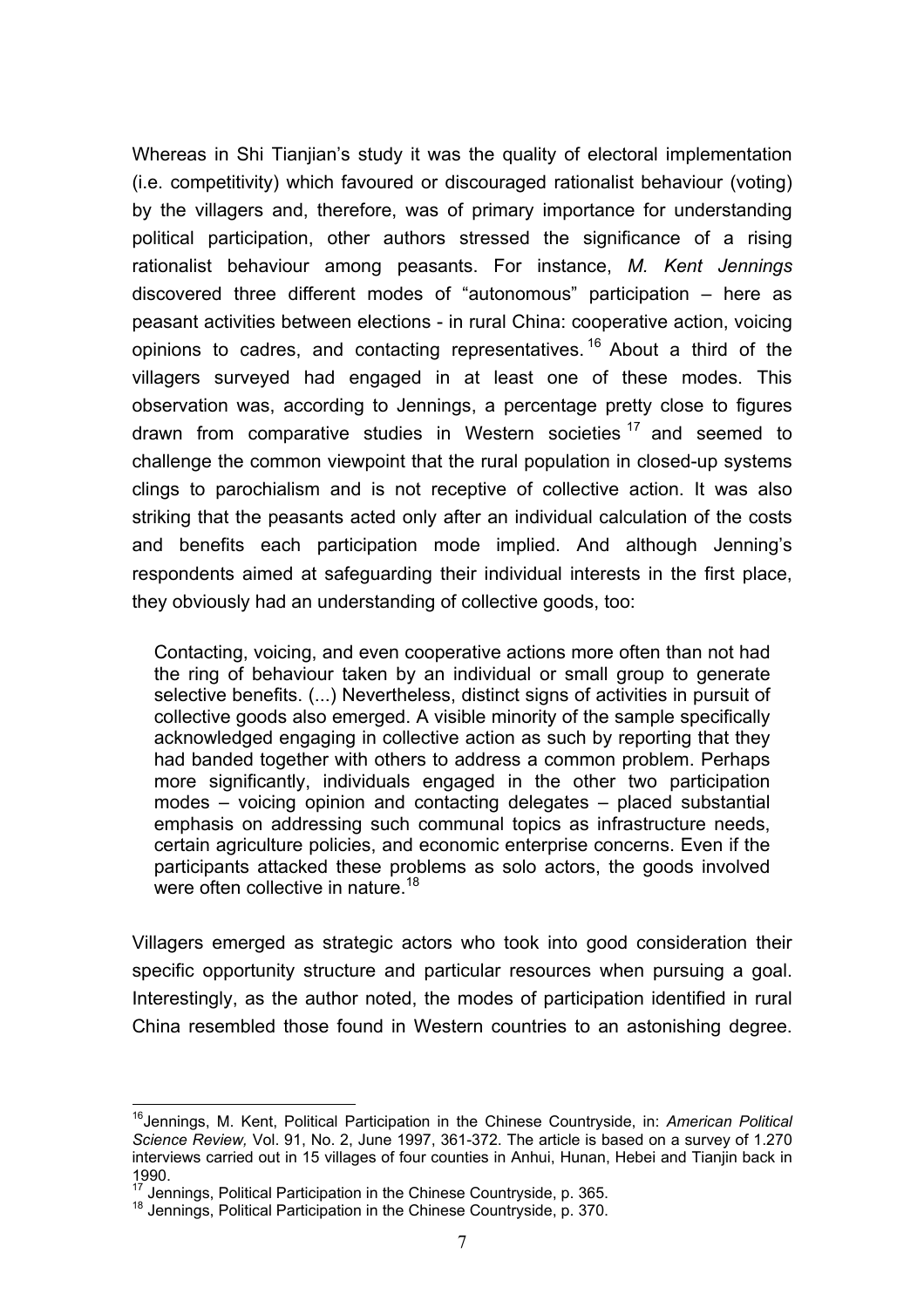Whereas in Shi Tianjian's study it was the quality of electoral implementation (i.e. competitivity) which favoured or discouraged rationalist behaviour (voting) by the villagers and, therefore, was of primary importance for understanding political participation, other authors stressed the significance of a rising rationalist behaviour among peasants. For instance, *M. Kent Jennings* discovered three different modes of "autonomous" participation – here as peasant activities between elections - in rural China: cooperative action, voicing opinions to cadres, and contacting representatives.[16] About a third of the villagers surveyed had engaged in at least one of these modes. This observation was, according to Jennings, a percentage pretty close to figures drawn from comparative studies in Western societies[17] and seemed to challenge the common viewpoint that the rural population in closed-up systems clings to parochialism and is not receptive of collective action. It was also striking that the peasants acted only after an individual calculation of the costs and benefits each participation mode implied. And although Jenning's respondents aimed at safeguarding their individual interests in the first place, they obviously had an understanding of collective goods, too:

> Contacting, voicing, and even cooperative actions more often than not had the ring of behaviour taken by an individual or small group to generate selective benefits. (...) Nevertheless, distinct signs of activities in pursuit of collective goods also emerged. A visible minority of the sample specifically acknowledged engaging in collective action as such by reporting that they had banded together with others to address a common problem. Perhaps more significantly, individuals engaged in the other two participation modes – voicing opinion and contacting delegates – placed substantial emphasis on addressing such communal topics as infrastructure needs, certain agriculture policies, and economic enterprise concerns. Even if the participants attacked these problems as solo actors, the goods involved were often collective in nature.[18]

Villagers emerged as strategic actors who took into good consideration their specific opportunity structure and particular resources when pursuing a goal. Interestingly, as the author noted, the modes of participation identified in rural China resembled those found in Western countries to an astonishing degree.

---

[16] Jennings, M. Kent, Political Participation in the Chinese Countryside, in: *American Political Science Review,* Vol. 91, No. 2, June 1997, 361-372. The article is based on a survey of 1.270 interviews carried out in 15 villages of four counties in Anhui, Hunan, Hebei and Tianjin back in 1990.

[17] Jennings, Political Participation in the Chinese Countryside, p. 365.

[18] Jennings, Political Participation in the Chinese Countryside, p. 370.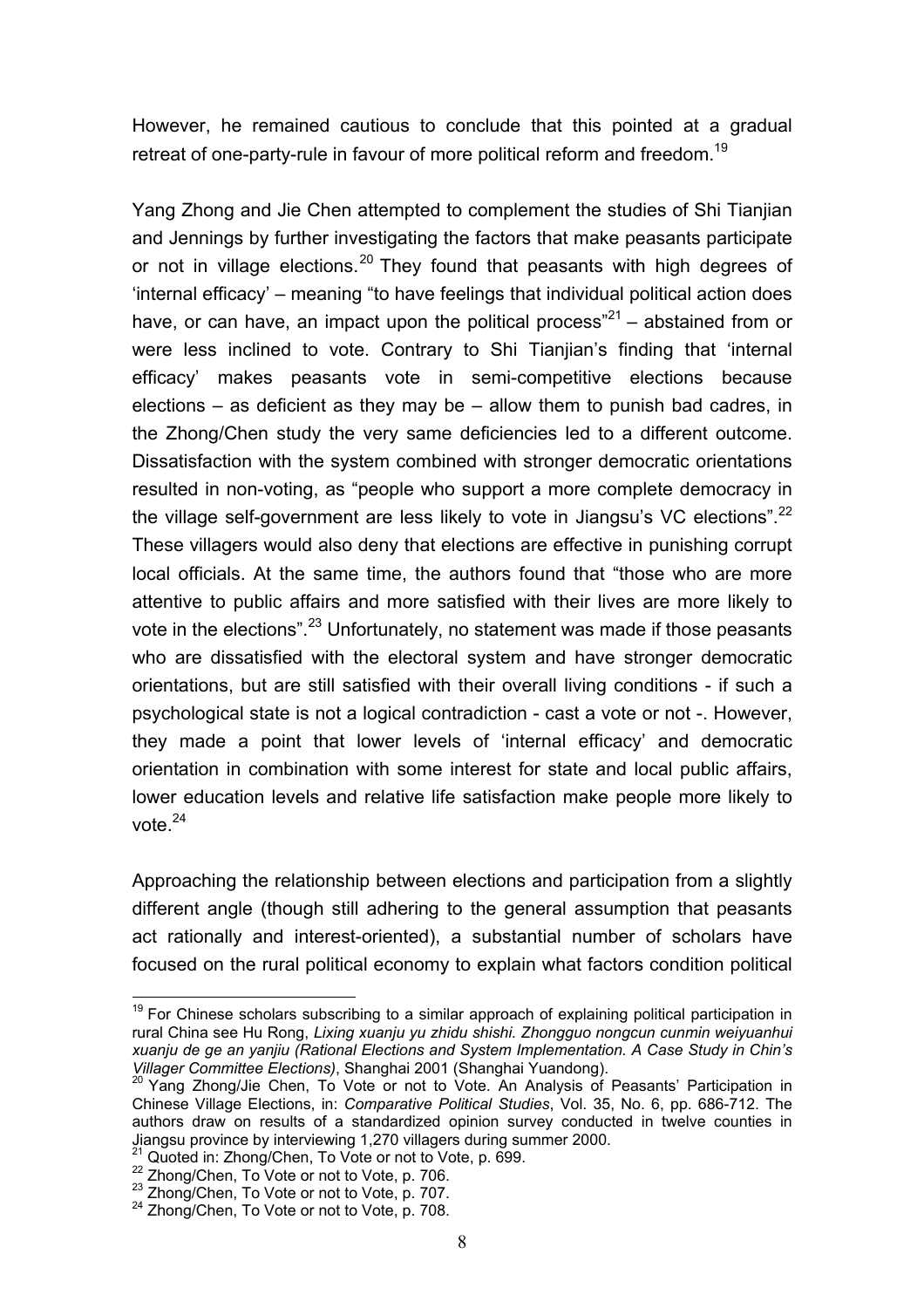However, he remained cautious to conclude that this pointed at a gradual retreat of one-party-rule in favour of more political reform and freedom.[19]

Yang Zhong and Jie Chen attempted to complement the studies of Shi Tianjian and Jennings by further investigating the factors that make peasants participate or not in village elections.[20] They found that peasants with high degrees of 'internal efficacy' – meaning "to have feelings that individual political action does have, or can have, an impact upon the political process"[21] – abstained from or were less inclined to vote. Contrary to Shi Tianjian's finding that 'internal efficacy' makes peasants vote in semi-competitive elections because elections – as deficient as they may be – allow them to punish bad cadres, in the Zhong/Chen study the very same deficiencies led to a different outcome. Dissatisfaction with the system combined with stronger democratic orientations resulted in non-voting, as "people who support a more complete democracy in the village self-government are less likely to vote in Jiangsu's VC elections".[22] These villagers would also deny that elections are effective in punishing corrupt local officials. At the same time, the authors found that "those who are more attentive to public affairs and more satisfied with their lives are more likely to vote in the elections".[23] Unfortunately, no statement was made if those peasants who are dissatisfied with the electoral system and have stronger democratic orientations, but are still satisfied with their overall living conditions - if such a psychological state is not a logical contradiction - cast a vote or not -. However, they made a point that lower levels of 'internal efficacy' and democratic orientation in combination with some interest for state and local public affairs, lower education levels and relative life satisfaction make people more likely to vote.[24]

Approaching the relationship between elections and participation from a slightly different angle (though still adhering to the general assumption that peasants act rationally and interest-oriented), a substantial number of scholars have focused on the rural political economy to explain what factors condition political

---

[19] For Chinese scholars subscribing to a similar approach of explaining political participation in rural China see Hu Rong, *Lixing xuanju yu zhidu shishi. Zhongguo nongcun cunmin weiyuanhui xuanju de ge an yanjiu (Rational Elections and System Implementation. A Case Study in Chin's Villager Committee Elections)*, Shanghai 2001 (Shanghai Yuandong).

[20] Yang Zhong/Jie Chen, To Vote or not to Vote. An Analysis of Peasants' Participation in Chinese Village Elections, in: *Comparative Political Studies*, Vol. 35, No. 6, pp. 686-712. The authors draw on results of a standardized opinion survey conducted in twelve counties in Jiangsu province by interviewing 1,270 villagers during summer 2000.

[21] Quoted in: Zhong/Chen, To Vote or not to Vote, p. 699.

[22] Zhong/Chen, To Vote or not to Vote, p. 706.

[23] Zhong/Chen, To Vote or not to Vote, p. 707.

[24] Zhong/Chen, To Vote or not to Vote, p. 708.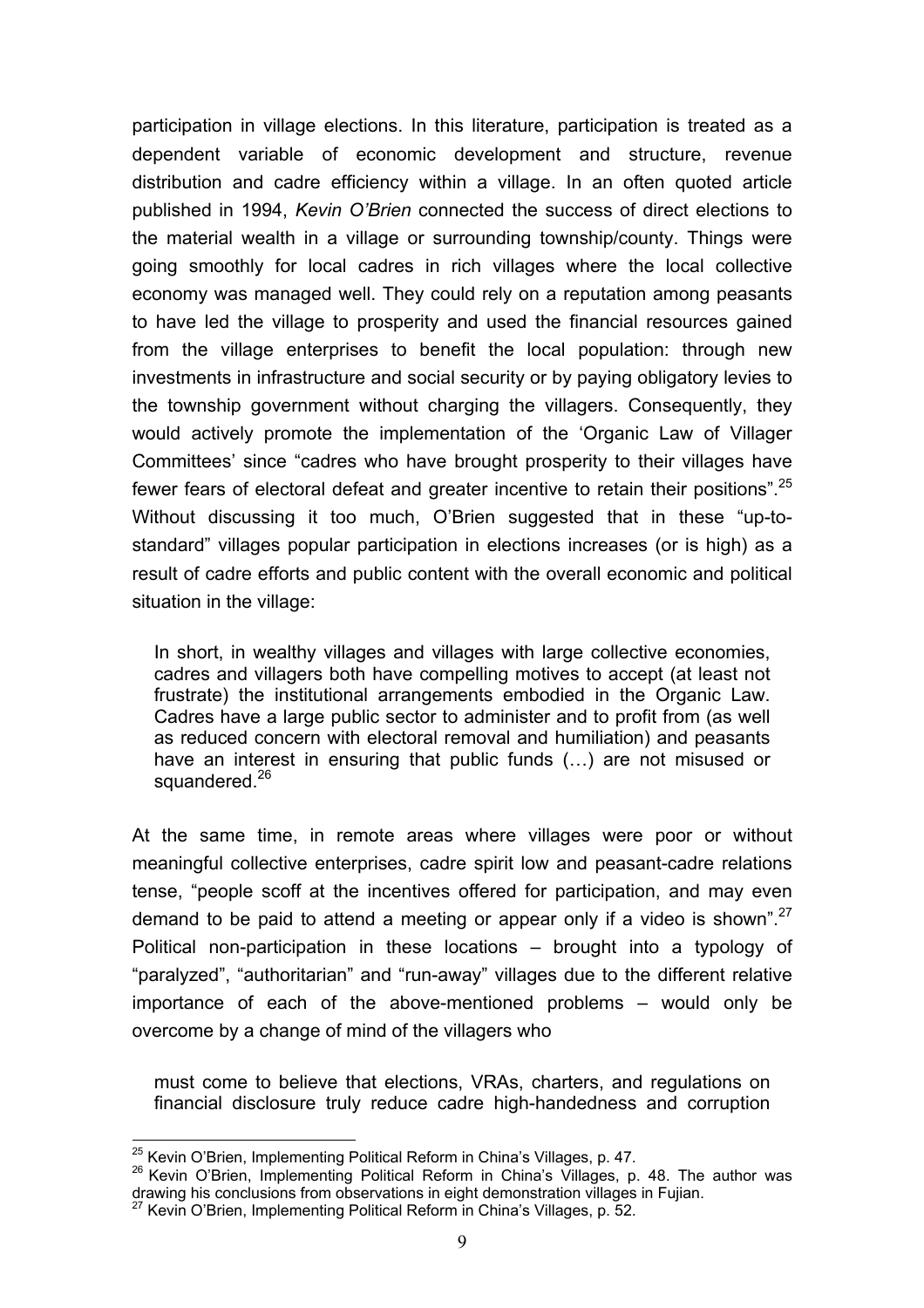participation in village elections. In this literature, participation is treated as a dependent variable of economic development and structure, revenue distribution and cadre efficiency within a village. In an often quoted article published in 1994, *Kevin O'Brien* connected the success of direct elections to the material wealth in a village or surrounding township/county. Things were going smoothly for local cadres in rich villages where the local collective economy was managed well. They could rely on a reputation among peasants to have led the village to prosperity and used the financial resources gained from the village enterprises to benefit the local population: through new investments in infrastructure and social security or by paying obligatory levies to the township government without charging the villagers. Consequently, they would actively promote the implementation of the 'Organic Law of Villager Committees' since "cadres who have brought prosperity to their villages have fewer fears of electoral defeat and greater incentive to retain their positions".[25] Without discussing it too much, O'Brien suggested that in these "up-to-standard" villages popular participation in elections increases (or is high) as a result of cadre efforts and public content with the overall economic and political situation in the village:

> In short, in wealthy villages and villages with large collective economies, cadres and villagers both have compelling motives to accept (at least not frustrate) the institutional arrangements embodied in the Organic Law. Cadres have a large public sector to administer and to profit from (as well as reduced concern with electoral removal and humiliation) and peasants have an interest in ensuring that public funds (…) are not misused or squandered.[26]

At the same time, in remote areas where villages were poor or without meaningful collective enterprises, cadre spirit low and peasant-cadre relations tense, "people scoff at the incentives offered for participation, and may even demand to be paid to attend a meeting or appear only if a video is shown".[27] Political non-participation in these locations – brought into a typology of "paralyzed", "authoritarian" and "run-away" villages due to the different relative importance of each of the above-mentioned problems – would only be overcome by a change of mind of the villagers who

> must come to believe that elections, VRAs, charters, and regulations on financial disclosure truly reduce cadre high-handedness and corruption

---

[25] Kevin O'Brien, Implementing Political Reform in China's Villages, p. 47.

[26] Kevin O'Brien, Implementing Political Reform in China's Villages, p. 48. The author was drawing his conclusions from observations in eight demonstration villages in Fujian.

[27] Kevin O'Brien, Implementing Political Reform in China's Villages, p. 52.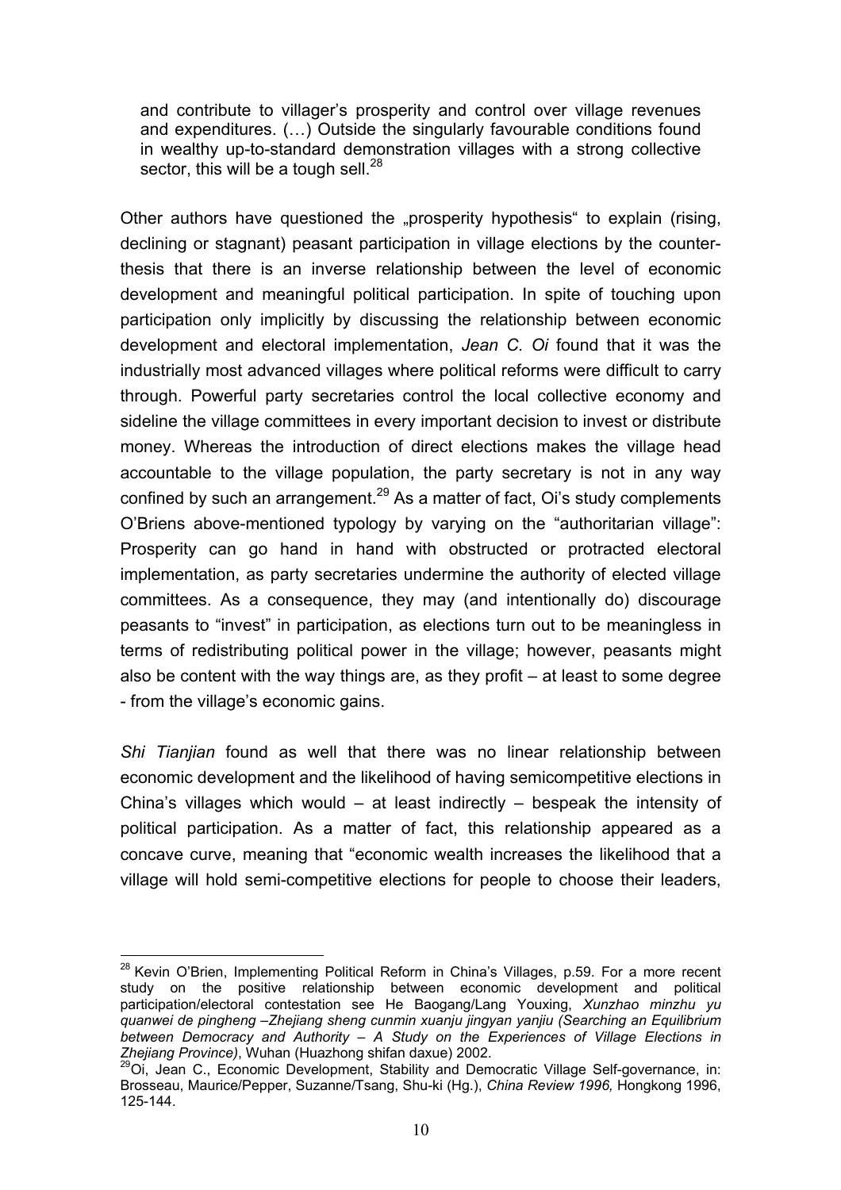> and contribute to villager's prosperity and control over village revenues and expenditures. (…) Outside the singularly favourable conditions found in wealthy up-to-standard demonstration villages with a strong collective sector, this will be a tough sell.[28]

Other authors have questioned the „prosperity hypothesis" to explain (rising, declining or stagnant) peasant participation in village elections by the counter-thesis that there is an inverse relationship between the level of economic development and meaningful political participation. In spite of touching upon participation only implicitly by discussing the relationship between economic development and electoral implementation, *Jean C. Oi* found that it was the industrially most advanced villages where political reforms were difficult to carry through. Powerful party secretaries control the local collective economy and sideline the village committees in every important decision to invest or distribute money. Whereas the introduction of direct elections makes the village head accountable to the village population, the party secretary is not in any way confined by such an arrangement.[29] As a matter of fact, Oi's study complements O'Briens above-mentioned typology by varying on the "authoritarian village": Prosperity can go hand in hand with obstructed or protracted electoral implementation, as party secretaries undermine the authority of elected village committees. As a consequence, they may (and intentionally do) discourage peasants to "invest" in participation, as elections turn out to be meaningless in terms of redistributing political power in the village; however, peasants might also be content with the way things are, as they profit – at least to some degree - from the village's economic gains.

*Shi Tianjian* found as well that there was no linear relationship between economic development and the likelihood of having semicompetitive elections in China's villages which would – at least indirectly – bespeak the intensity of political participation. As a matter of fact, this relationship appeared as a concave curve, meaning that "economic wealth increases the likelihood that a village will hold semi-competitive elections for people to choose their leaders,

---

[28] Kevin O'Brien, Implementing Political Reform in China's Villages, p.59. For a more recent study on the positive relationship between economic development and political participation/electoral contestation see He Baogang/Lang Youxing, *Xunzhao minzhu yu quanwei de pingheng –Zhejiang sheng cunmin xuanju jingyan yanjiu (Searching an Equilibrium between Democracy and Authority – A Study on the Experiences of Village Elections in Zhejiang Province)*, Wuhan (Huazhong shifan daxue) 2002.

[29] Oi, Jean C., Economic Development, Stability and Democratic Village Self-governance, in: Brosseau, Maurice/Pepper, Suzanne/Tsang, Shu-ki (Hg.), *China Review 1996,* Hongkong 1996, 125-144.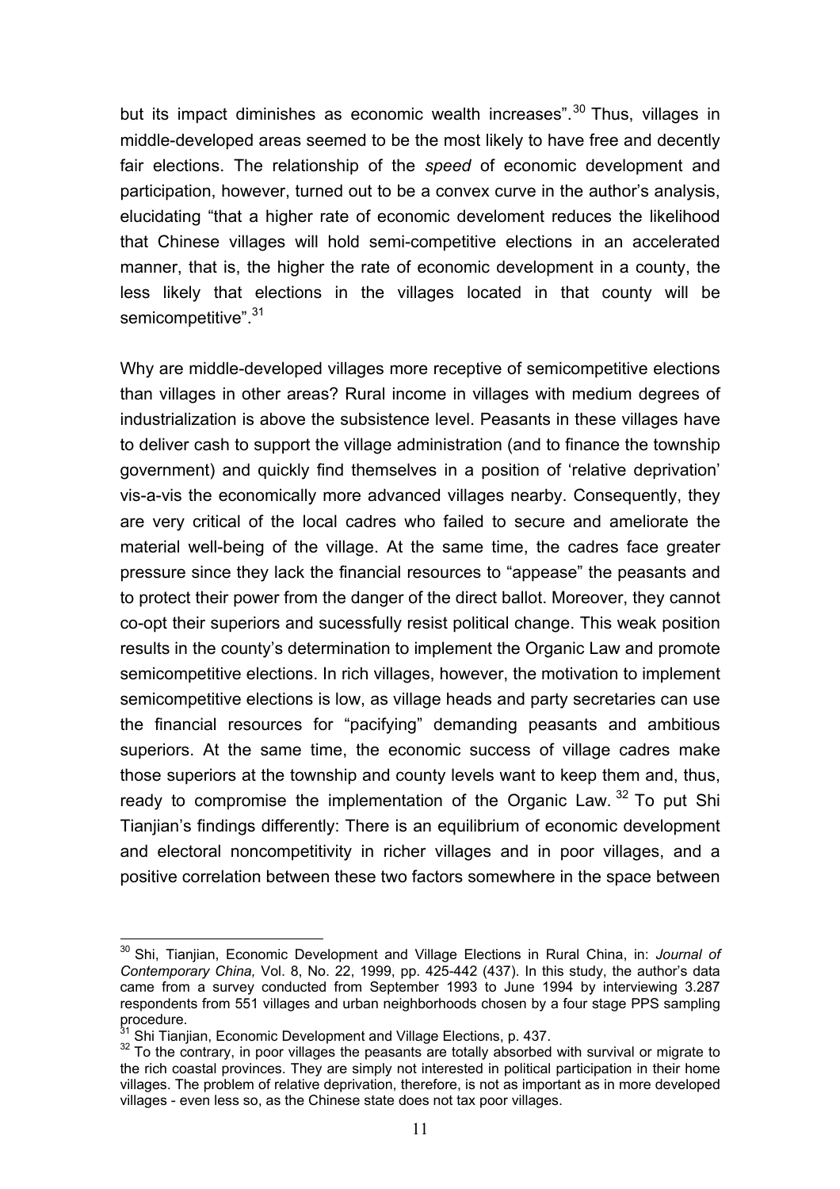but its impact diminishes as economic wealth increases".[30] Thus, villages in middle-developed areas seemed to be the most likely to have free and decently fair elections. The relationship of the *speed* of economic development and participation, however, turned out to be a convex curve in the author's analysis, elucidating "that a higher rate of economic develoment reduces the likelihood that Chinese villages will hold semi-competitive elections in an accelerated manner, that is, the higher the rate of economic development in a county, the less likely that elections in the villages located in that county will be semicompetitive".[31]

Why are middle-developed villages more receptive of semicompetitive elections than villages in other areas? Rural income in villages with medium degrees of industrialization is above the subsistence level. Peasants in these villages have to deliver cash to support the village administration (and to finance the township government) and quickly find themselves in a position of 'relative deprivation' vis-a-vis the economically more advanced villages nearby. Consequently, they are very critical of the local cadres who failed to secure and ameliorate the material well-being of the village. At the same time, the cadres face greater pressure since they lack the financial resources to "appease" the peasants and to protect their power from the danger of the direct ballot. Moreover, they cannot co-opt their superiors and sucessfully resist political change. This weak position results in the county's determination to implement the Organic Law and promote semicompetitive elections. In rich villages, however, the motivation to implement semicompetitive elections is low, as village heads and party secretaries can use the financial resources for "pacifying" demanding peasants and ambitious superiors. At the same time, the economic success of village cadres make those superiors at the township and county levels want to keep them and, thus, ready to compromise the implementation of the Organic Law.[32] To put Shi Tianjian's findings differently: There is an equilibrium of economic development and electoral noncompetitivity in richer villages and in poor villages, and a positive correlation between these two factors somewhere in the space between

---

[30] Shi, Tianjian, Economic Development and Village Elections in Rural China, in: *Journal of Contemporary China,* Vol. 8, No. 22, 1999, pp. 425-442 (437). In this study, the author's data came from a survey conducted from September 1993 to June 1994 by interviewing 3.287 respondents from 551 villages and urban neighborhoods chosen by a four stage PPS sampling procedure.

[31] Shi Tianjian, Economic Development and Village Elections, p. 437.

[32] To the contrary, in poor villages the peasants are totally absorbed with survival or migrate to the rich coastal provinces. They are simply not interested in political participation in their home villages. The problem of relative deprivation, therefore, is not as important as in more developed villages - even less so, as the Chinese state does not tax poor villages.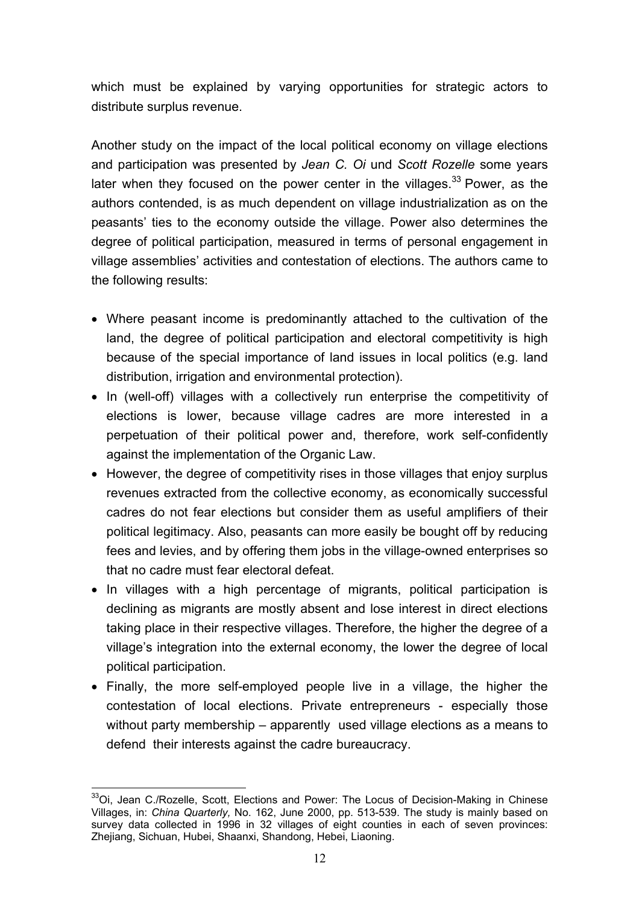which must be explained by varying opportunities for strategic actors to distribute surplus revenue.

Another study on the impact of the local political economy on village elections and participation was presented by *Jean C. Oi* und *Scott Rozelle* some years later when they focused on the power center in the villages.[33] Power, as the authors contended, is as much dependent on village industrialization as on the peasants' ties to the economy outside the village. Power also determines the degree of political participation, measured in terms of personal engagement in village assemblies' activities and contestation of elections. The authors came to the following results:

- Where peasant income is predominantly attached to the cultivation of the land, the degree of political participation and electoral competitivity is high because of the special importance of land issues in local politics (e.g. land distribution, irrigation and environmental protection).
- In (well-off) villages with a collectively run enterprise the competitivity of elections is lower, because village cadres are more interested in a perpetuation of their political power and, therefore, work self-confidently against the implementation of the Organic Law.
- However, the degree of competitivity rises in those villages that enjoy surplus revenues extracted from the collective economy, as economically successful cadres do not fear elections but consider them as useful amplifiers of their political legitimacy. Also, peasants can more easily be bought off by reducing fees and levies, and by offering them jobs in the village-owned enterprises so that no cadre must fear electoral defeat.
- In villages with a high percentage of migrants, political participation is declining as migrants are mostly absent and lose interest in direct elections taking place in their respective villages. Therefore, the higher the degree of a village's integration into the external economy, the lower the degree of local political participation.
- Finally, the more self-employed people live in a village, the higher the contestation of local elections. Private entrepreneurs - especially those without party membership – apparently used village elections as a means to defend their interests against the cadre bureaucracy.

[33] Oi, Jean C./Rozelle, Scott, Elections and Power: The Locus of Decision-Making in Chinese Villages, in: *China Quarterly,* No. 162, June 2000, pp. 513-539. The study is mainly based on survey data collected in 1996 in 32 villages of eight counties in each of seven provinces: Zhejiang, Sichuan, Hubei, Shaanxi, Shandong, Hebei, Liaoning.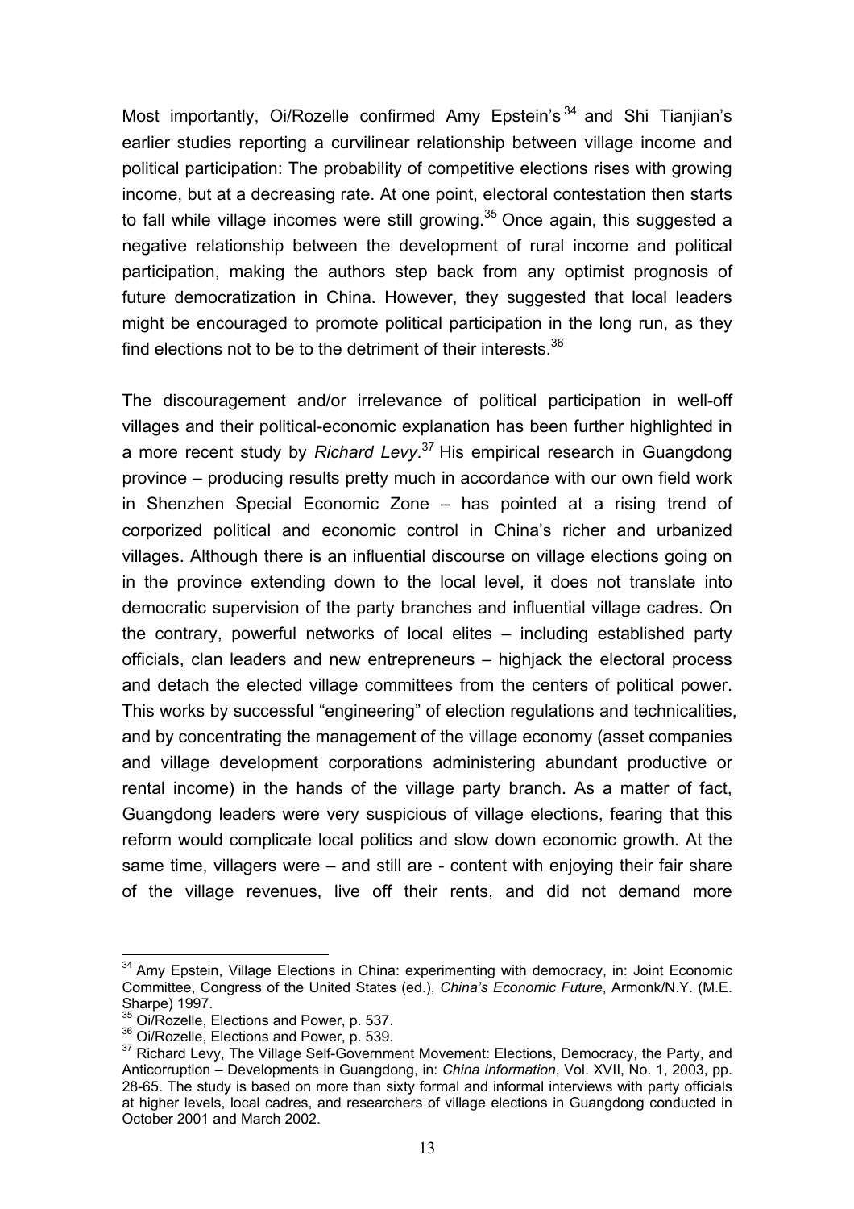Most importantly, Oi/Rozelle confirmed Amy Epstein's [34] and Shi Tianjian's earlier studies reporting a curvilinear relationship between village income and political participation: The probability of competitive elections rises with growing income, but at a decreasing rate. At one point, electoral contestation then starts to fall while village incomes were still growing.[35] Once again, this suggested a negative relationship between the development of rural income and political participation, making the authors step back from any optimist prognosis of future democratization in China. However, they suggested that local leaders might be encouraged to promote political participation in the long run, as they find elections not to be to the detriment of their interests.[36]

The discouragement and/or irrelevance of political participation in well-off villages and their political-economic explanation has been further highlighted in a more recent study by *Richard Levy*.[37] His empirical research in Guangdong province – producing results pretty much in accordance with our own field work in Shenzhen Special Economic Zone – has pointed at a rising trend of corporized political and economic control in China's richer and urbanized villages. Although there is an influential discourse on village elections going on in the province extending down to the local level, it does not translate into democratic supervision of the party branches and influential village cadres. On the contrary, powerful networks of local elites – including established party officials, clan leaders and new entrepreneurs – highjack the electoral process and detach the elected village committees from the centers of political power. This works by successful "engineering" of election regulations and technicalities, and by concentrating the management of the village economy (asset companies and village development corporations administering abundant productive or rental income) in the hands of the village party branch. As a matter of fact, Guangdong leaders were very suspicious of village elections, fearing that this reform would complicate local politics and slow down economic growth. At the same time, villagers were – and still are - content with enjoying their fair share of the village revenues, live off their rents, and did not demand more

---

[34] Amy Epstein, Village Elections in China: experimenting with democracy, in: Joint Economic Committee, Congress of the United States (ed.), *China's Economic Future*, Armonk/N.Y. (M.E. Sharpe) 1997.

[35] Oi/Rozelle, Elections and Power, p. 537.

[36] Oi/Rozelle, Elections and Power, p. 539.

[37] Richard Levy, The Village Self-Government Movement: Elections, Democracy, the Party, and Anticorruption – Developments in Guangdong, in: *China Information*, Vol. XVII, No. 1, 2003, pp. 28-65. The study is based on more than sixty formal and informal interviews with party officials at higher levels, local cadres, and researchers of village elections in Guangdong conducted in October 2001 and March 2002.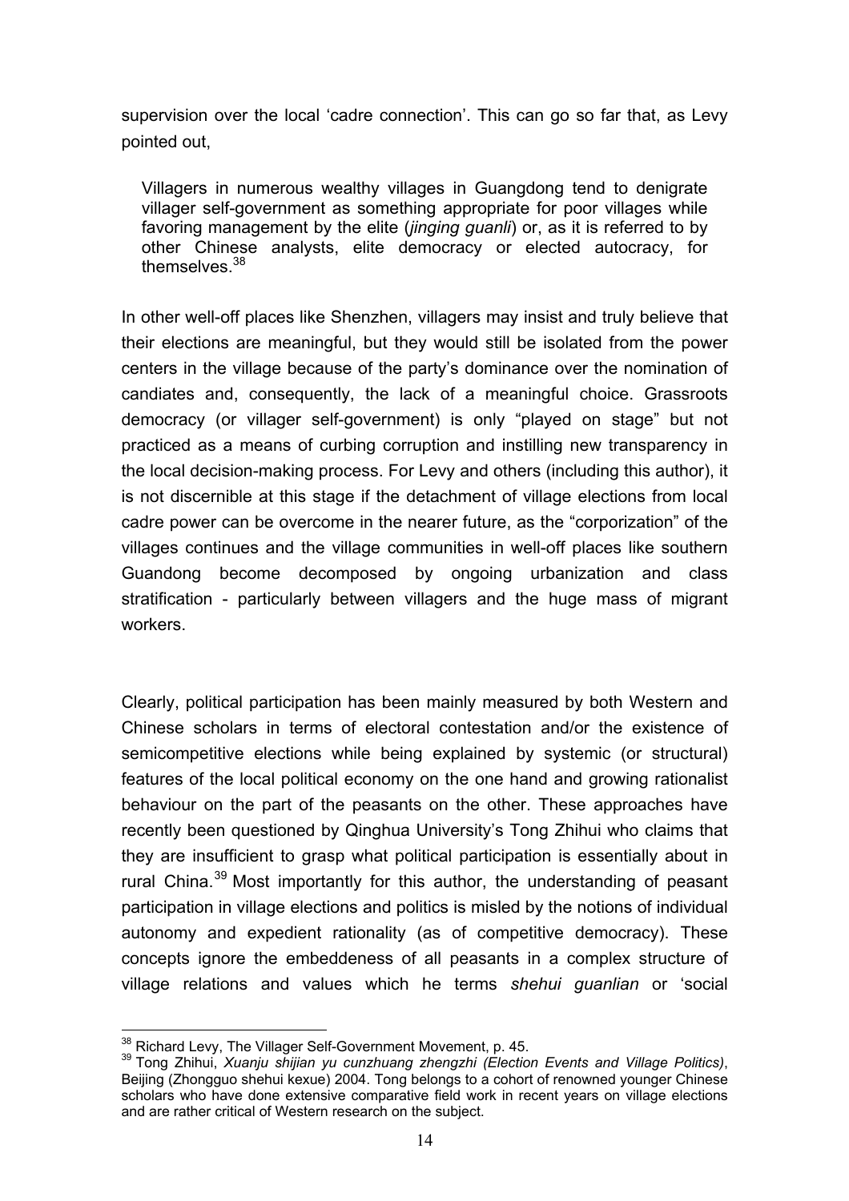supervision over the local 'cadre connection'. This can go so far that, as Levy pointed out,

> Villagers in numerous wealthy villages in Guangdong tend to denigrate villager self-government as something appropriate for poor villages while favoring management by the elite (*jinging guanli*) or, as it is referred to by other Chinese analysts, elite democracy or elected autocracy, for themselves.[38]

In other well-off places like Shenzhen, villagers may insist and truly believe that their elections are meaningful, but they would still be isolated from the power centers in the village because of the party's dominance over the nomination of candiates and, consequently, the lack of a meaningful choice. Grassroots democracy (or villager self-government) is only "played on stage" but not practiced as a means of curbing corruption and instilling new transparency in the local decision-making process. For Levy and others (including this author), it is not discernible at this stage if the detachment of village elections from local cadre power can be overcome in the nearer future, as the "corporization" of the villages continues and the village communities in well-off places like southern Guandong become decomposed by ongoing urbanization and class stratification - particularly between villagers and the huge mass of migrant workers.

Clearly, political participation has been mainly measured by both Western and Chinese scholars in terms of electoral contestation and/or the existence of semicompetitive elections while being explained by systemic (or structural) features of the local political economy on the one hand and growing rationalist behaviour on the part of the peasants on the other. These approaches have recently been questioned by Qinghua University's Tong Zhihui who claims that they are insufficient to grasp what political participation is essentially about in rural China.[39] Most importantly for this author, the understanding of peasant participation in village elections and politics is misled by the notions of individual autonomy and expedient rationality (as of competitive democracy). These concepts ignore the embeddeness of all peasants in a complex structure of village relations and values which he terms *shehui guanlian* or 'social

---

[38] Richard Levy, The Villager Self-Government Movement, p. 45.

[39] Tong Zhihui, *Xuanju shijian yu cunzhuang zhengzhi (Election Events and Village Politics)*, Beijing (Zhongguo shehui kexue) 2004. Tong belongs to a cohort of renowned younger Chinese scholars who have done extensive comparative field work in recent years on village elections and are rather critical of Western research on the subject.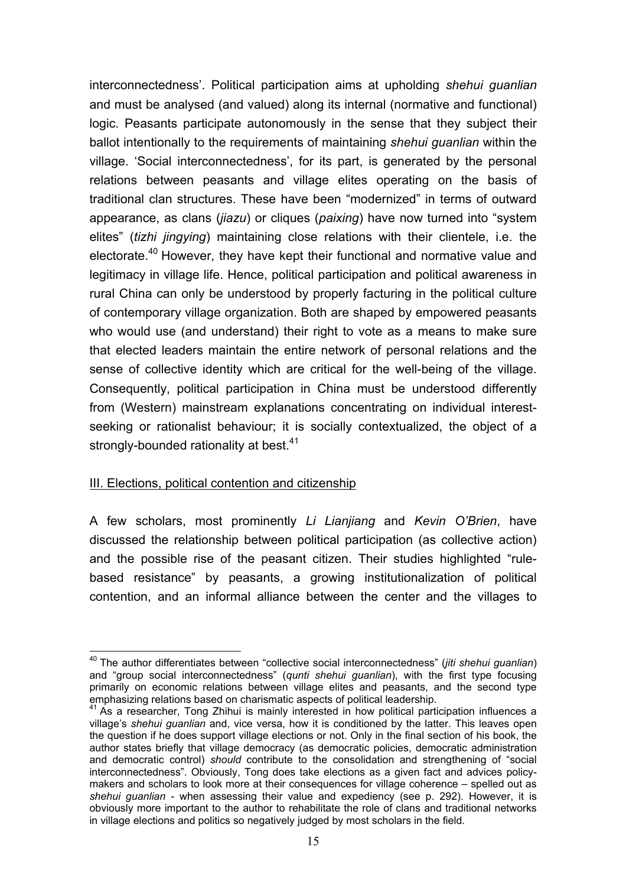interconnectedness'. Political participation aims at upholding *shehui guanlian* and must be analysed (and valued) along its internal (normative and functional) logic. Peasants participate autonomously in the sense that they subject their ballot intentionally to the requirements of maintaining *shehui guanlian* within the village. 'Social interconnectedness', for its part, is generated by the personal relations between peasants and village elites operating on the basis of traditional clan structures. These have been "modernized" in terms of outward appearance, as clans (*jiazu*) or cliques (*paixing*) have now turned into "system elites" (*tizhi jingying*) maintaining close relations with their clientele, i.e. the electorate.[40] However, they have kept their functional and normative value and legitimacy in village life. Hence, political participation and political awareness in rural China can only be understood by properly facturing in the political culture of contemporary village organization. Both are shaped by empowered peasants who would use (and understand) their right to vote as a means to make sure that elected leaders maintain the entire network of personal relations and the sense of collective identity which are critical for the well-being of the village. Consequently, political participation in China must be understood differently from (Western) mainstream explanations concentrating on individual interest-seeking or rationalist behaviour; it is socially contextualized, the object of a strongly-bounded rationality at best.[41]

III. Elections, political contention and citizenship

A few scholars, most prominently *Li Lianjiang* and *Kevin O'Brien*, have discussed the relationship between political participation (as collective action) and the possible rise of the peasant citizen. Their studies highlighted "rule-based resistance" by peasants, a growing institutionalization of political contention, and an informal alliance between the center and the villages to

---

[40] The author differentiates between "collective social interconnectedness" (*jiti shehui guanlian*) and "group social interconnectedness" (*qunti shehui guanlian*), with the first type focusing primarily on economic relations between village elites and peasants, and the second type emphasizing relations based on charismatic aspects of political leadership.

[41] As a researcher, Tong Zhihui is mainly interested in how political participation influences a village's *shehui guanlian* and, vice versa, how it is conditioned by the latter. This leaves open the question if he does support village elections or not. Only in the final section of his book, the author states briefly that village democracy (as democratic policies, democratic administration and democratic control) *should* contribute to the consolidation and strengthening of "social interconnectedness". Obviously, Tong does take elections as a given fact and advices policy-makers and scholars to look more at their consequences for village coherence – spelled out as *shehui guanlian* - when assessing their value and expediency (see p. 292). However, it is obviously more important to the author to rehabilitate the role of clans and traditional networks in village elections and politics so negatively judged by most scholars in the field.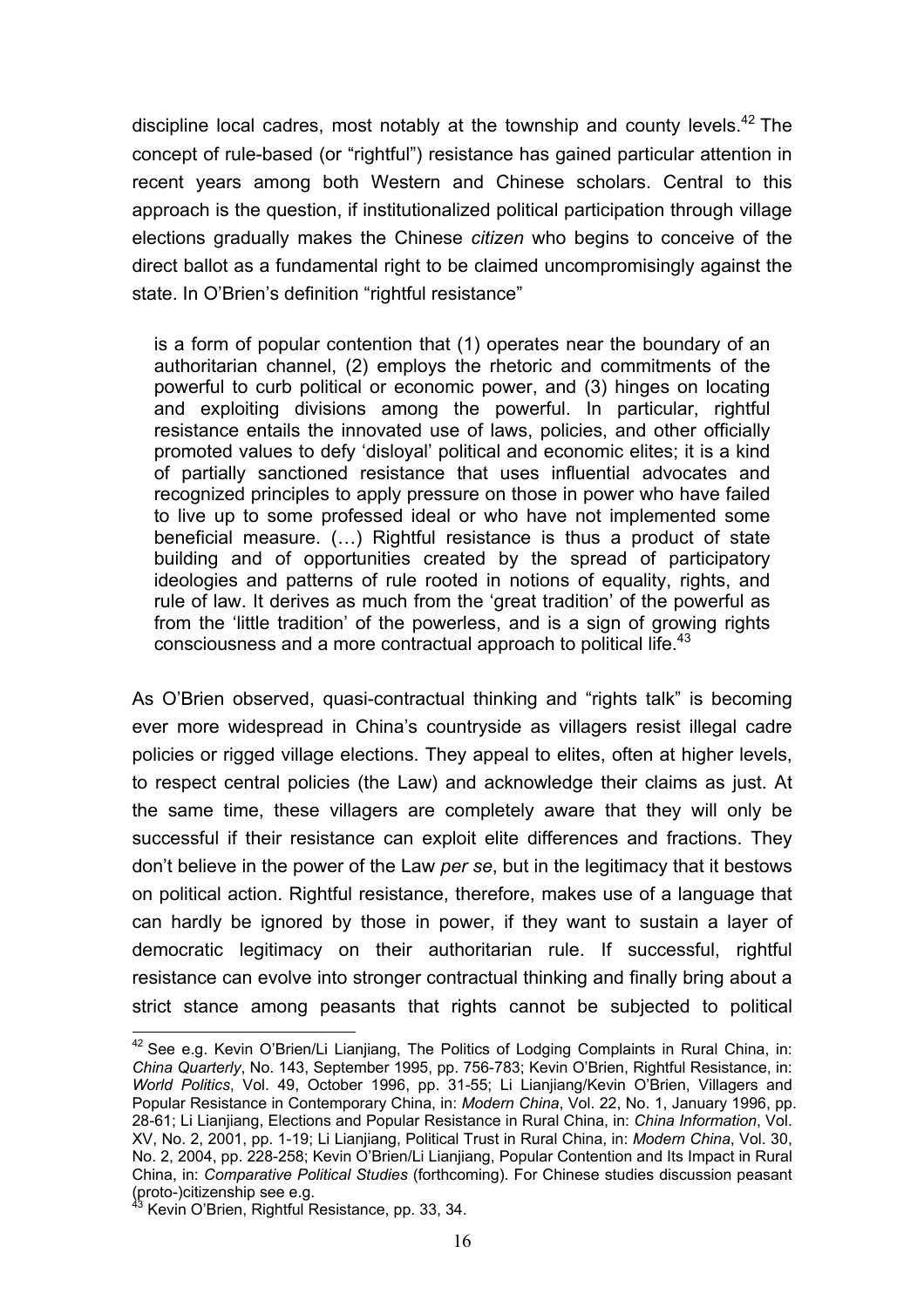discipline local cadres, most notably at the township and county levels.[42] The concept of rule-based (or "rightful") resistance has gained particular attention in recent years among both Western and Chinese scholars. Central to this approach is the question, if institutionalized political participation through village elections gradually makes the Chinese *citizen* who begins to conceive of the direct ballot as a fundamental right to be claimed uncompromisingly against the state. In O'Brien's definition "rightful resistance"

> is a form of popular contention that (1) operates near the boundary of an authoritarian channel, (2) employs the rhetoric and commitments of the powerful to curb political or economic power, and (3) hinges on locating and exploiting divisions among the powerful. In particular, rightful resistance entails the innovated use of laws, policies, and other officially promoted values to defy 'disloyal' political and economic elites; it is a kind of partially sanctioned resistance that uses influential advocates and recognized principles to apply pressure on those in power who have failed to live up to some professed ideal or who have not implemented some beneficial measure. (…) Rightful resistance is thus a product of state building and of opportunities created by the spread of participatory ideologies and patterns of rule rooted in notions of equality, rights, and rule of law. It derives as much from the 'great tradition' of the powerful as from the 'little tradition' of the powerless, and is a sign of growing rights consciousness and a more contractual approach to political life.[43]

As O'Brien observed, quasi-contractual thinking and "rights talk" is becoming ever more widespread in China's countryside as villagers resist illegal cadre policies or rigged village elections. They appeal to elites, often at higher levels, to respect central policies (the Law) and acknowledge their claims as just. At the same time, these villagers are completely aware that they will only be successful if their resistance can exploit elite differences and fractions. They don't believe in the power of the Law *per se*, but in the legitimacy that it bestows on political action. Rightful resistance, therefore, makes use of a language that can hardly be ignored by those in power, if they want to sustain a layer of democratic legitimacy on their authoritarian rule. If successful, rightful resistance can evolve into stronger contractual thinking and finally bring about a strict stance among peasants that rights cannot be subjected to political

---

[42] See e.g. Kevin O'Brien/Li Lianjiang, The Politics of Lodging Complaints in Rural China, in: *China Quarterly*, No. 143, September 1995, pp. 756-783; Kevin O'Brien, Rightful Resistance, in: *World Politics*, Vol. 49, October 1996, pp. 31-55; Li Lianjiang/Kevin O'Brien, Villagers and Popular Resistance in Contemporary China, in: *Modern China*, Vol. 22, No. 1, January 1996, pp. 28-61; Li Lianjiang, Elections and Popular Resistance in Rural China, in: *China Information*, Vol. XV, No. 2, 2001, pp. 1-19; Li Lianjiang, Political Trust in Rural China, in: *Modern China*, Vol. 30, No. 2, 2004, pp. 228-258; Kevin O'Brien/Li Lianjiang, Popular Contention and Its Impact in Rural China, in: *Comparative Political Studies* (forthcoming). For Chinese studies discussion peasant (proto-)citizenship see e.g.

[43] Kevin O'Brien, Rightful Resistance, pp. 33, 34.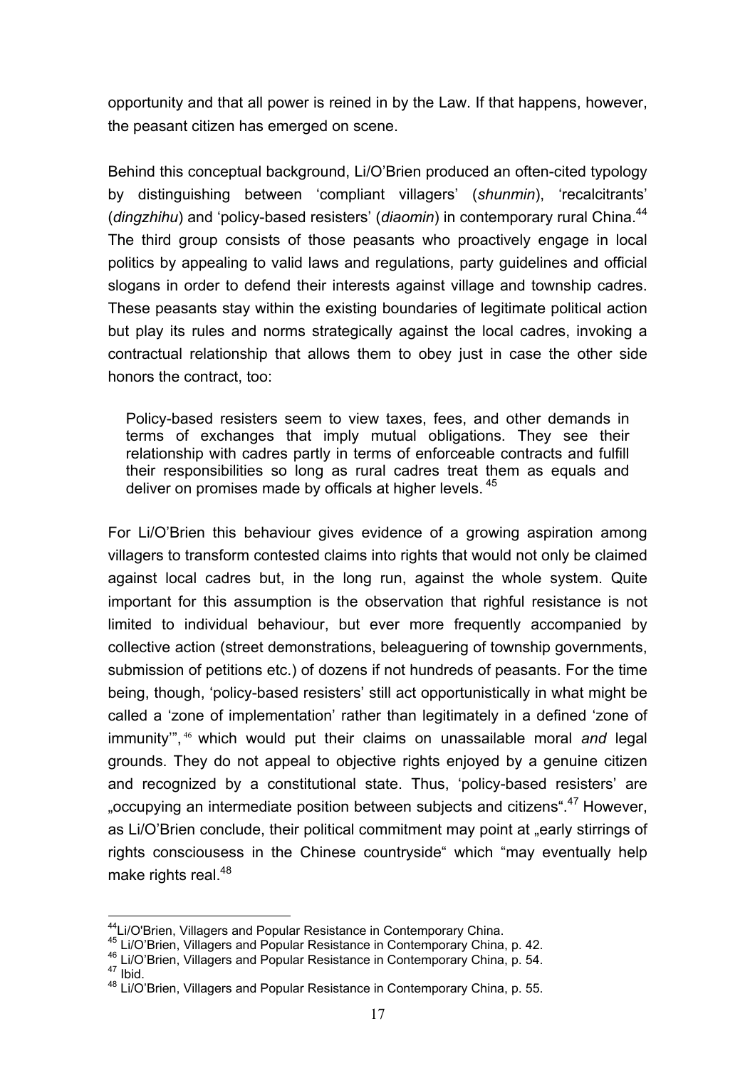opportunity and that all power is reined in by the Law. If that happens, however, the peasant citizen has emerged on scene.

Behind this conceptual background, Li/O'Brien produced an often-cited typology by distinguishing between 'compliant villagers' (*shunmin*), 'recalcitrants' (*dingzhihu*) and 'policy-based resisters' (*diaomin*) in contemporary rural China.[44] The third group consists of those peasants who proactively engage in local politics by appealing to valid laws and regulations, party guidelines and official slogans in order to defend their interests against village and township cadres. These peasants stay within the existing boundaries of legitimate political action but play its rules and norms strategically against the local cadres, invoking a contractual relationship that allows them to obey just in case the other side honors the contract, too:

> Policy-based resisters seem to view taxes, fees, and other demands in terms of exchanges that imply mutual obligations. They see their relationship with cadres partly in terms of enforceable contracts and fulfill their responsibilities so long as rural cadres treat them as equals and deliver on promises made by officals at higher levels. [45]

For Li/O'Brien this behaviour gives evidence of a growing aspiration among villagers to transform contested claims into rights that would not only be claimed against local cadres but, in the long run, against the whole system. Quite important for this assumption is the observation that righful resistance is not limited to individual behaviour, but ever more frequently accompanied by collective action (street demonstrations, beleaguering of township governments, submission of petitions etc.) of dozens if not hundreds of peasants. For the time being, though, 'policy-based resisters' still act opportunistically in what might be called a 'zone of implementation' rather than legitimately in a defined 'zone of immunity'",[46] which would put their claims on unassailable moral *and* legal grounds. They do not appeal to objective rights enjoyed by a genuine citizen and recognized by a constitutional state. Thus, 'policy-based resisters' are „occupying an intermediate position between subjects and citizens".[47] However, as Li/O'Brien conclude, their political commitment may point at „early stirrings of rights consciousess in the Chinese countryside" which "may eventually help make rights real.[48]

---

[44] Li/O'Brien, Villagers and Popular Resistance in Contemporary China.
[45] Li/O'Brien, Villagers and Popular Resistance in Contemporary China, p. 42.
[46] Li/O'Brien, Villagers and Popular Resistance in Contemporary China, p. 54.
[47] Ibid.
[48] Li/O'Brien, Villagers and Popular Resistance in Contemporary China, p. 55.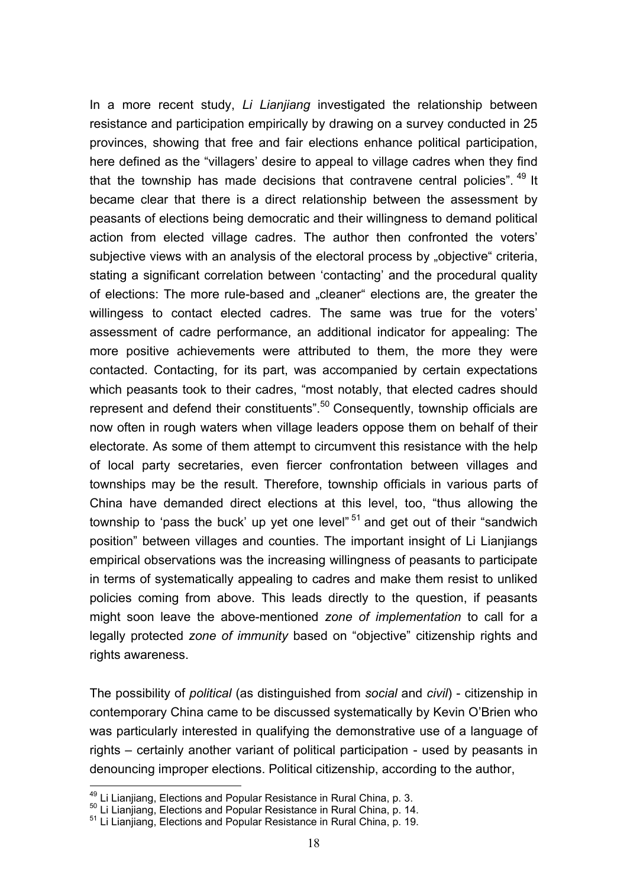In a more recent study, *Li Lianjiang* investigated the relationship between resistance and participation empirically by drawing on a survey conducted in 25 provinces, showing that free and fair elections enhance political participation, here defined as the "villagers' desire to appeal to village cadres when they find that the township has made decisions that contravene central policies". [49] It became clear that there is a direct relationship between the assessment by peasants of elections being democratic and their willingness to demand political action from elected village cadres. The author then confronted the voters' subjective views with an analysis of the electoral process by „objective" criteria, stating a significant correlation between 'contacting' and the procedural quality of elections: The more rule-based and „cleaner" elections are, the greater the willingess to contact elected cadres. The same was true for the voters' assessment of cadre performance, an additional indicator for appealing: The more positive achievements were attributed to them, the more they were contacted. Contacting, for its part, was accompanied by certain expectations which peasants took to their cadres, "most notably, that elected cadres should represent and defend their constituents".[50] Consequently, township officials are now often in rough waters when village leaders oppose them on behalf of their electorate. As some of them attempt to circumvent this resistance with the help of local party secretaries, even fiercer confrontation between villages and townships may be the result. Therefore, township officials in various parts of China have demanded direct elections at this level, too, "thus allowing the township to 'pass the buck' up yet one level" [51] and get out of their "sandwich position" between villages and counties. The important insight of Li Lianjiangs empirical observations was the increasing willingness of peasants to participate in terms of systematically appealing to cadres and make them resist to unliked policies coming from above. This leads directly to the question, if peasants might soon leave the above-mentioned *zone of implementation* to call for a legally protected *zone of immunity* based on "objective" citizenship rights and rights awareness.

The possibility of *political* (as distinguished from *social* and *civil*) - citizenship in contemporary China came to be discussed systematically by Kevin O'Brien who was particularly interested in qualifying the demonstrative use of a language of rights – certainly another variant of political participation - used by peasants in denouncing improper elections. Political citizenship, according to the author,

[49] Li Lianjiang, Elections and Popular Resistance in Rural China, p. 3.
[50] Li Lianjiang, Elections and Popular Resistance in Rural China, p. 14.
[51] Li Lianjiang, Elections and Popular Resistance in Rural China, p. 19.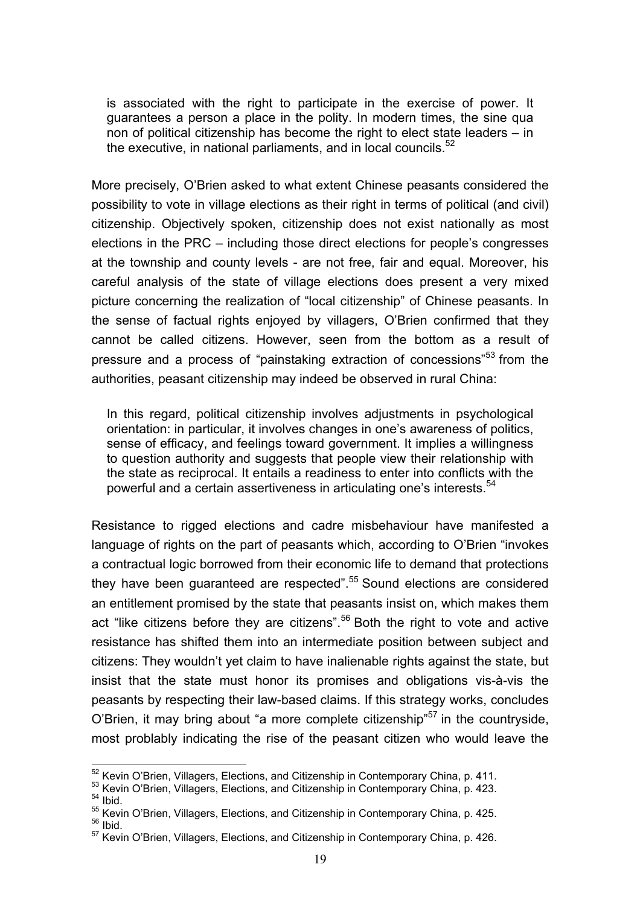> is associated with the right to participate in the exercise of power. It guarantees a person a place in the polity. In modern times, the sine qua non of political citizenship has become the right to elect state leaders – in the executive, in national parliaments, and in local councils.[52]

More precisely, O'Brien asked to what extent Chinese peasants considered the possibility to vote in village elections as their right in terms of political (and civil) citizenship. Objectively spoken, citizenship does not exist nationally as most elections in the PRC – including those direct elections for people's congresses at the township and county levels - are not free, fair and equal. Moreover, his careful analysis of the state of village elections does present a very mixed picture concerning the realization of "local citizenship" of Chinese peasants. In the sense of factual rights enjoyed by villagers, O'Brien confirmed that they cannot be called citizens. However, seen from the bottom as a result of pressure and a process of "painstaking extraction of concessions"[53] from the authorities, peasant citizenship may indeed be observed in rural China:

> In this regard, political citizenship involves adjustments in psychological orientation: in particular, it involves changes in one's awareness of politics, sense of efficacy, and feelings toward government. It implies a willingness to question authority and suggests that people view their relationship with the state as reciprocal. It entails a readiness to enter into conflicts with the powerful and a certain assertiveness in articulating one's interests.[54]

Resistance to rigged elections and cadre misbehaviour have manifested a language of rights on the part of peasants which, according to O'Brien "invokes a contractual logic borrowed from their economic life to demand that protections they have been guaranteed are respected".[55] Sound elections are considered an entitlement promised by the state that peasants insist on, which makes them act "like citizens before they are citizens".[56] Both the right to vote and active resistance has shifted them into an intermediate position between subject and citizens: They wouldn't yet claim to have inalienable rights against the state, but insist that the state must honor its promises and obligations vis-à-vis the peasants by respecting their law-based claims. If this strategy works, concludes O'Brien, it may bring about "a more complete citizenship"[57] in the countryside, most problably indicating the rise of the peasant citizen who would leave the

---

[52] Kevin O'Brien, Villagers, Elections, and Citizenship in Contemporary China, p. 411.
[53] Kevin O'Brien, Villagers, Elections, and Citizenship in Contemporary China, p. 423.
[54] Ibid.
[55] Kevin O'Brien, Villagers, Elections, and Citizenship in Contemporary China, p. 425.
[56] Ibid.
[57] Kevin O'Brien, Villagers, Elections, and Citizenship in Contemporary China, p. 426.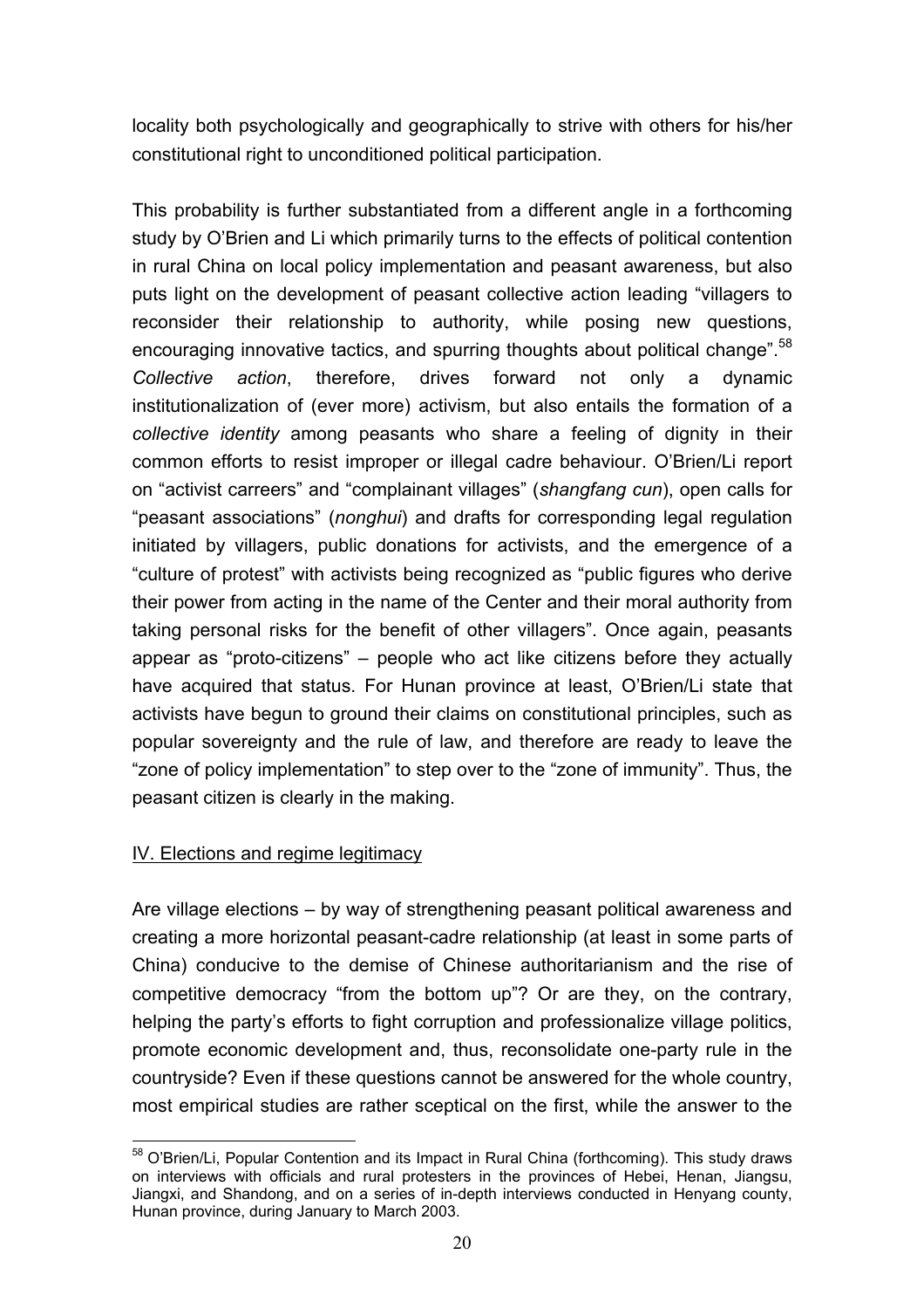locality both psychologically and geographically to strive with others for his/her constitutional right to unconditioned political participation.

This probability is further substantiated from a different angle in a forthcoming study by O'Brien and Li which primarily turns to the effects of political contention in rural China on local policy implementation and peasant awareness, but also puts light on the development of peasant collective action leading "villagers to reconsider their relationship to authority, while posing new questions, encouraging innovative tactics, and spurring thoughts about political change".[58] *Collective action*, therefore, drives forward not only a dynamic institutionalization of (ever more) activism, but also entails the formation of a *collective identity* among peasants who share a feeling of dignity in their common efforts to resist improper or illegal cadre behaviour. O'Brien/Li report on "activist carreers" and "complainant villages" (*shangfang cun*), open calls for "peasant associations" (*nonghui*) and drafts for corresponding legal regulation initiated by villagers, public donations for activists, and the emergence of a "culture of protest" with activists being recognized as "public figures who derive their power from acting in the name of the Center and their moral authority from taking personal risks for the benefit of other villagers". Once again, peasants appear as "proto-citizens" – people who act like citizens before they actually have acquired that status. For Hunan province at least, O'Brien/Li state that activists have begun to ground their claims on constitutional principles, such as popular sovereignty and the rule of law, and therefore are ready to leave the "zone of policy implementation" to step over to the "zone of immunity". Thus, the peasant citizen is clearly in the making.

## IV. Elections and regime legitimacy

Are village elections – by way of strengthening peasant political awareness and creating a more horizontal peasant-cadre relationship (at least in some parts of China) conducive to the demise of Chinese authoritarianism and the rise of competitive democracy "from the bottom up"? Or are they, on the contrary, helping the party's efforts to fight corruption and professionalize village politics, promote economic development and, thus, reconsolidate one-party rule in the countryside? Even if these questions cannot be answered for the whole country, most empirical studies are rather sceptical on the first, while the answer to the

---

[58] O'Brien/Li, Popular Contention and its Impact in Rural China (forthcoming). This study draws on interviews with officials and rural protesters in the provinces of Hebei, Henan, Jiangsu, Jiangxi, and Shandong, and on a series of in-depth interviews conducted in Henyang county, Hunan province, during January to March 2003.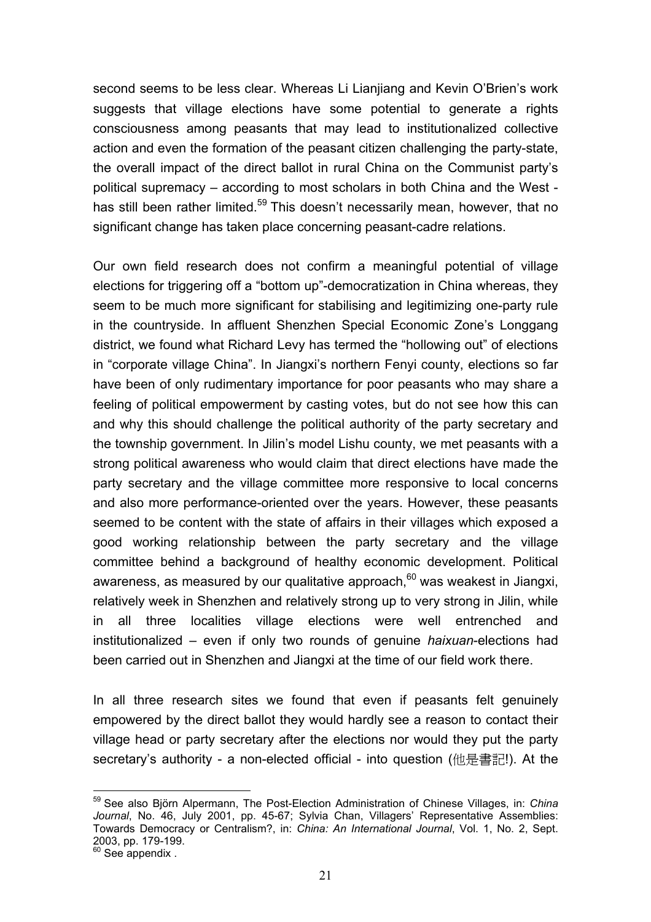second seems to be less clear. Whereas Li Lianjiang and Kevin O'Brien's work suggests that village elections have some potential to generate a rights consciousness among peasants that may lead to institutionalized collective action and even the formation of the peasant citizen challenging the party-state, the overall impact of the direct ballot in rural China on the Communist party's political supremacy – according to most scholars in both China and the West - has still been rather limited.[59] This doesn't necessarily mean, however, that no significant change has taken place concerning peasant-cadre relations.

Our own field research does not confirm a meaningful potential of village elections for triggering off a "bottom up"-democratization in China whereas, they seem to be much more significant for stabilising and legitimizing one-party rule in the countryside. In affluent Shenzhen Special Economic Zone's Longgang district, we found what Richard Levy has termed the "hollowing out" of elections in "corporate village China". In Jiangxi's northern Fenyi county, elections so far have been of only rudimentary importance for poor peasants who may share a feeling of political empowerment by casting votes, but do not see how this can and why this should challenge the political authority of the party secretary and the township government. In Jilin's model Lishu county, we met peasants with a strong political awareness who would claim that direct elections have made the party secretary and the village committee more responsive to local concerns and also more performance-oriented over the years. However, these peasants seemed to be content with the state of affairs in their villages which exposed a good working relationship between the party secretary and the village committee behind a background of healthy economic development. Political awareness, as measured by our qualitative approach,[60] was weakest in Jiangxi, relatively week in Shenzhen and relatively strong up to very strong in Jilin, while in all three localities village elections were well entrenched and institutionalized – even if only two rounds of genuine *haixuan*-elections had been carried out in Shenzhen and Jiangxi at the time of our field work there.

In all three research sites we found that even if peasants felt genuinely empowered by the direct ballot they would hardly see a reason to contact their village head or party secretary after the elections nor would they put the party secretary's authority - a non-elected official - into question (他是書記!). At the

---

[59] See also Björn Alpermann, The Post-Election Administration of Chinese Villages, in: *China Journal*, No. 46, July 2001, pp. 45-67; Sylvia Chan, Villagers' Representative Assemblies: Towards Democracy or Centralism?, in: *China: An International Journal*, Vol. 1, No. 2, Sept. 2003, pp. 179-199.

[60] See appendix .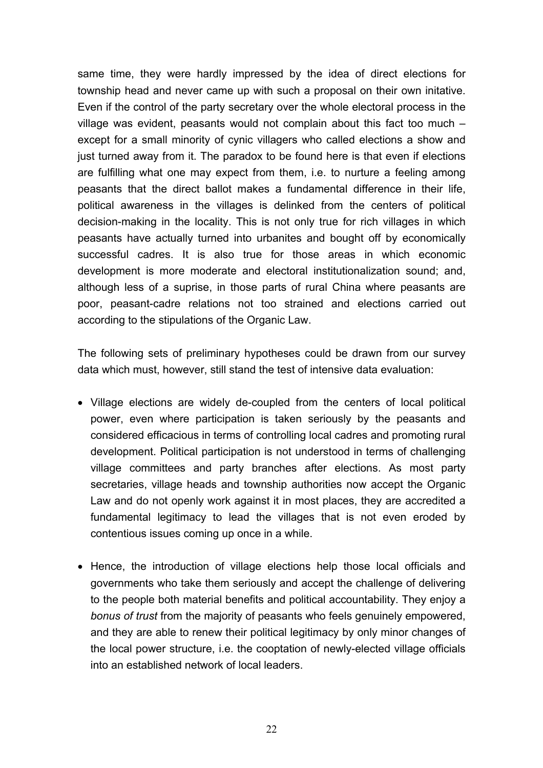same time, they were hardly impressed by the idea of direct elections for township head and never came up with such a proposal on their own initative. Even if the control of the party secretary over the whole electoral process in the village was evident, peasants would not complain about this fact too much – except for a small minority of cynic villagers who called elections a show and just turned away from it. The paradox to be found here is that even if elections are fulfilling what one may expect from them, i.e. to nurture a feeling among peasants that the direct ballot makes a fundamental difference in their life, political awareness in the villages is delinked from the centers of political decision-making in the locality. This is not only true for rich villages in which peasants have actually turned into urbanites and bought off by economically successful cadres. It is also true for those areas in which economic development is more moderate and electoral institutionalization sound; and, although less of a suprise, in those parts of rural China where peasants are poor, peasant-cadre relations not too strained and elections carried out according to the stipulations of the Organic Law.

The following sets of preliminary hypotheses could be drawn from our survey data which must, however, still stand the test of intensive data evaluation:

- Village elections are widely de-coupled from the centers of local political power, even where participation is taken seriously by the peasants and considered efficacious in terms of controlling local cadres and promoting rural development. Political participation is not understood in terms of challenging village committees and party branches after elections. As most party secretaries, village heads and township authorities now accept the Organic Law and do not openly work against it in most places, they are accredited a fundamental legitimacy to lead the villages that is not even eroded by contentious issues coming up once in a while.

- Hence, the introduction of village elections help those local officials and governments who take them seriously and accept the challenge of delivering to the people both material benefits and political accountability. They enjoy a *bonus of trust* from the majority of peasants who feels genuinely empowered, and they are able to renew their political legitimacy by only minor changes of the local power structure, i.e. the cooptation of newly-elected village officials into an established network of local leaders.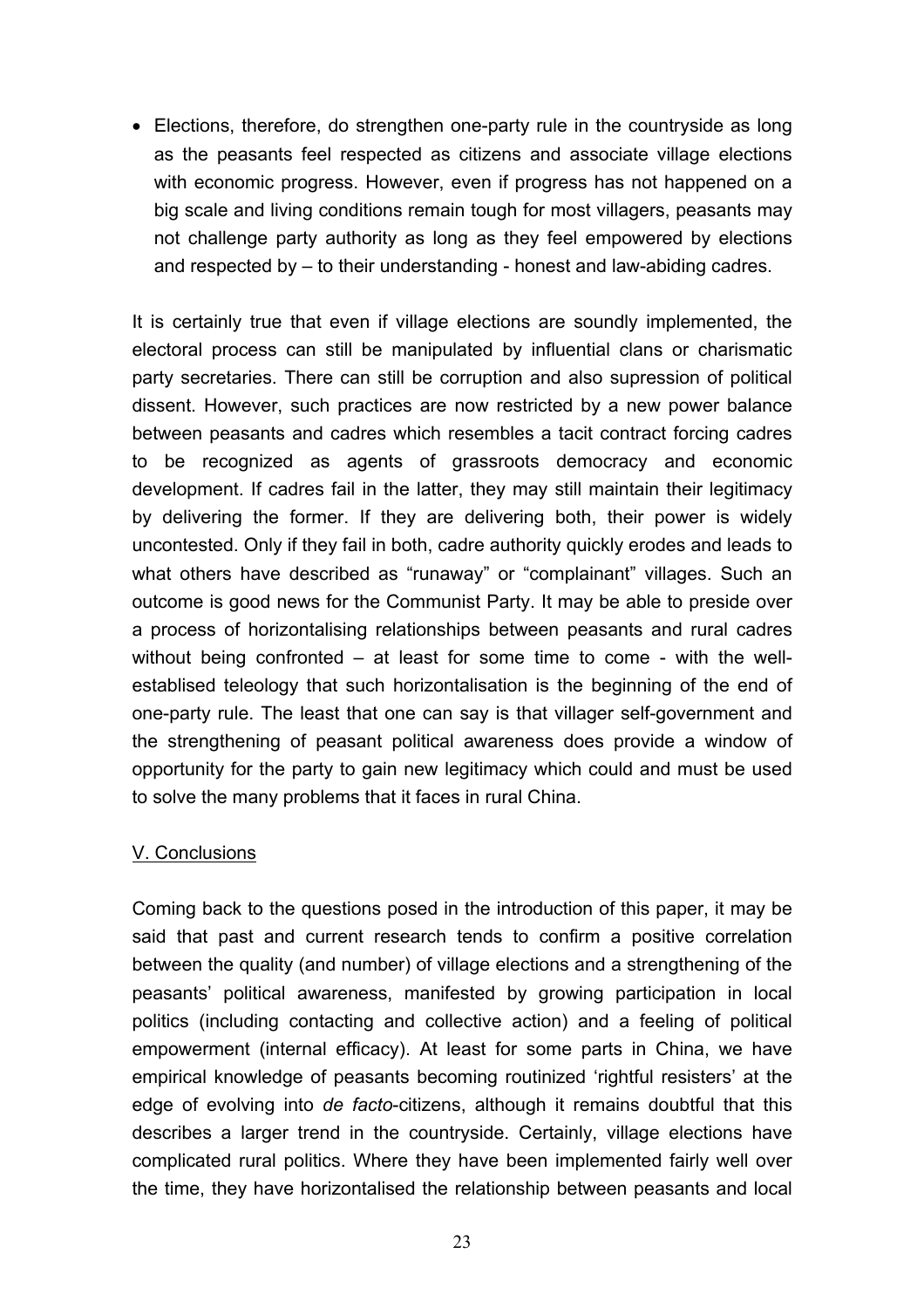- Elections, therefore, do strengthen one-party rule in the countryside as long as the peasants feel respected as citizens and associate village elections with economic progress. However, even if progress has not happened on a big scale and living conditions remain tough for most villagers, peasants may not challenge party authority as long as they feel empowered by elections and respected by – to their understanding - honest and law-abiding cadres.

It is certainly true that even if village elections are soundly implemented, the electoral process can still be manipulated by influential clans or charismatic party secretaries. There can still be corruption and also supression of political dissent. However, such practices are now restricted by a new power balance between peasants and cadres which resembles a tacit contract forcing cadres to be recognized as agents of grassroots democracy and economic development. If cadres fail in the latter, they may still maintain their legitimacy by delivering the former. If they are delivering both, their power is widely uncontested. Only if they fail in both, cadre authority quickly erodes and leads to what others have described as "runaway" or "complainant" villages. Such an outcome is good news for the Communist Party. It may be able to preside over a process of horizontalising relationships between peasants and rural cadres without being confronted – at least for some time to come - with the well-establised teleology that such horizontalisation is the beginning of the end of one-party rule. The least that one can say is that villager self-government and the strengthening of peasant political awareness does provide a window of opportunity for the party to gain new legitimacy which could and must be used to solve the many problems that it faces in rural China.

## V. Conclusions

Coming back to the questions posed in the introduction of this paper, it may be said that past and current research tends to confirm a positive correlation between the quality (and number) of village elections and a strengthening of the peasants' political awareness, manifested by growing participation in local politics (including contacting and collective action) and a feeling of political empowerment (internal efficacy). At least for some parts in China, we have empirical knowledge of peasants becoming routinized 'rightful resisters' at the edge of evolving into *de facto*-citizens, although it remains doubtful that this describes a larger trend in the countryside. Certainly, village elections have complicated rural politics. Where they have been implemented fairly well over the time, they have horizontalised the relationship between peasants and local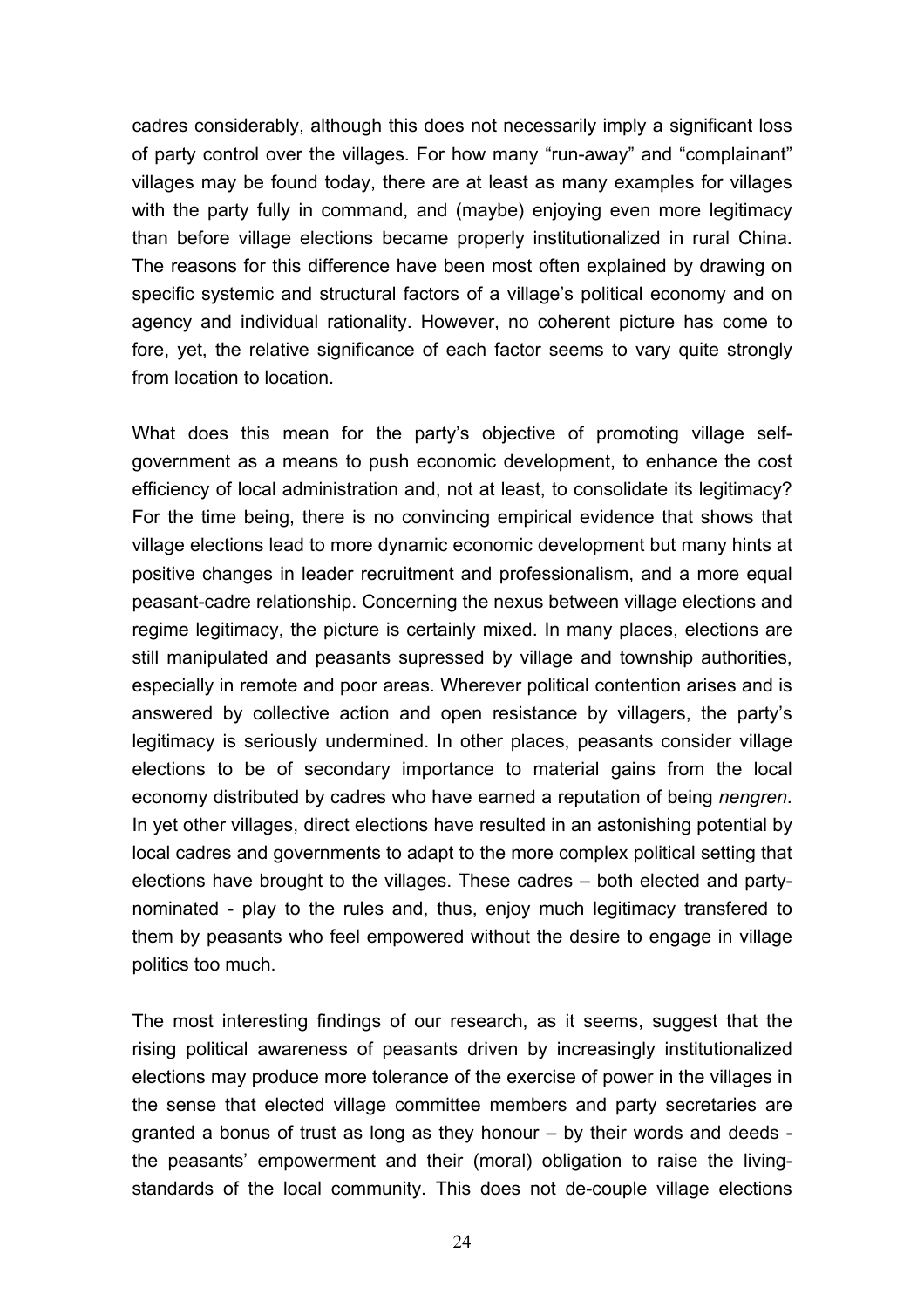cadres considerably, although this does not necessarily imply a significant loss of party control over the villages. For how many "run-away" and "complainant" villages may be found today, there are at least as many examples for villages with the party fully in command, and (maybe) enjoying even more legitimacy than before village elections became properly institutionalized in rural China. The reasons for this difference have been most often explained by drawing on specific systemic and structural factors of a village's political economy and on agency and individual rationality. However, no coherent picture has come to fore, yet, the relative significance of each factor seems to vary quite strongly from location to location.

What does this mean for the party's objective of promoting village self-government as a means to push economic development, to enhance the cost efficiency of local administration and, not at least, to consolidate its legitimacy? For the time being, there is no convincing empirical evidence that shows that village elections lead to more dynamic economic development but many hints at positive changes in leader recruitment and professionalism, and a more equal peasant-cadre relationship. Concerning the nexus between village elections and regime legitimacy, the picture is certainly mixed. In many places, elections are still manipulated and peasants supressed by village and township authorities, especially in remote and poor areas. Wherever political contention arises and is answered by collective action and open resistance by villagers, the party's legitimacy is seriously undermined. In other places, peasants consider village elections to be of secondary importance to material gains from the local economy distributed by cadres who have earned a reputation of being *nengren*. In yet other villages, direct elections have resulted in an astonishing potential by local cadres and governments to adapt to the more complex political setting that elections have brought to the villages. These cadres – both elected and party-nominated - play to the rules and, thus, enjoy much legitimacy transfered to them by peasants who feel empowered without the desire to engage in village politics too much.

The most interesting findings of our research, as it seems, suggest that the rising political awareness of peasants driven by increasingly institutionalized elections may produce more tolerance of the exercise of power in the villages in the sense that elected village committee members and party secretaries are granted a bonus of trust as long as they honour – by their words and deeds - the peasants' empowerment and their (moral) obligation to raise the living-standards of the local community. This does not de-couple village elections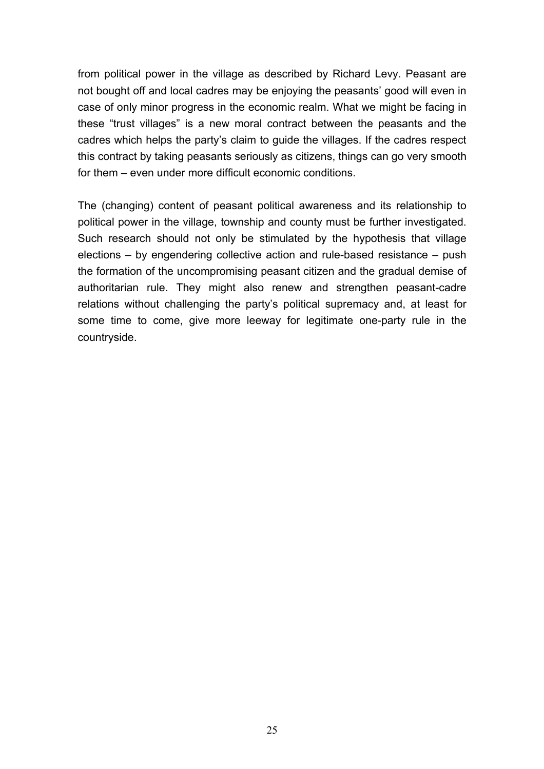from political power in the village as described by Richard Levy. Peasant are not bought off and local cadres may be enjoying the peasants' good will even in case of only minor progress in the economic realm. What we might be facing in these "trust villages" is a new moral contract between the peasants and the cadres which helps the party's claim to guide the villages. If the cadres respect this contract by taking peasants seriously as citizens, things can go very smooth for them – even under more difficult economic conditions.

The (changing) content of peasant political awareness and its relationship to political power in the village, township and county must be further investigated. Such research should not only be stimulated by the hypothesis that village elections – by engendering collective action and rule-based resistance – push the formation of the uncompromising peasant citizen and the gradual demise of authoritarian rule. They might also renew and strengthen peasant-cadre relations without challenging the party's political supremacy and, at least for some time to come, give more leeway for legitimate one-party rule in the countryside.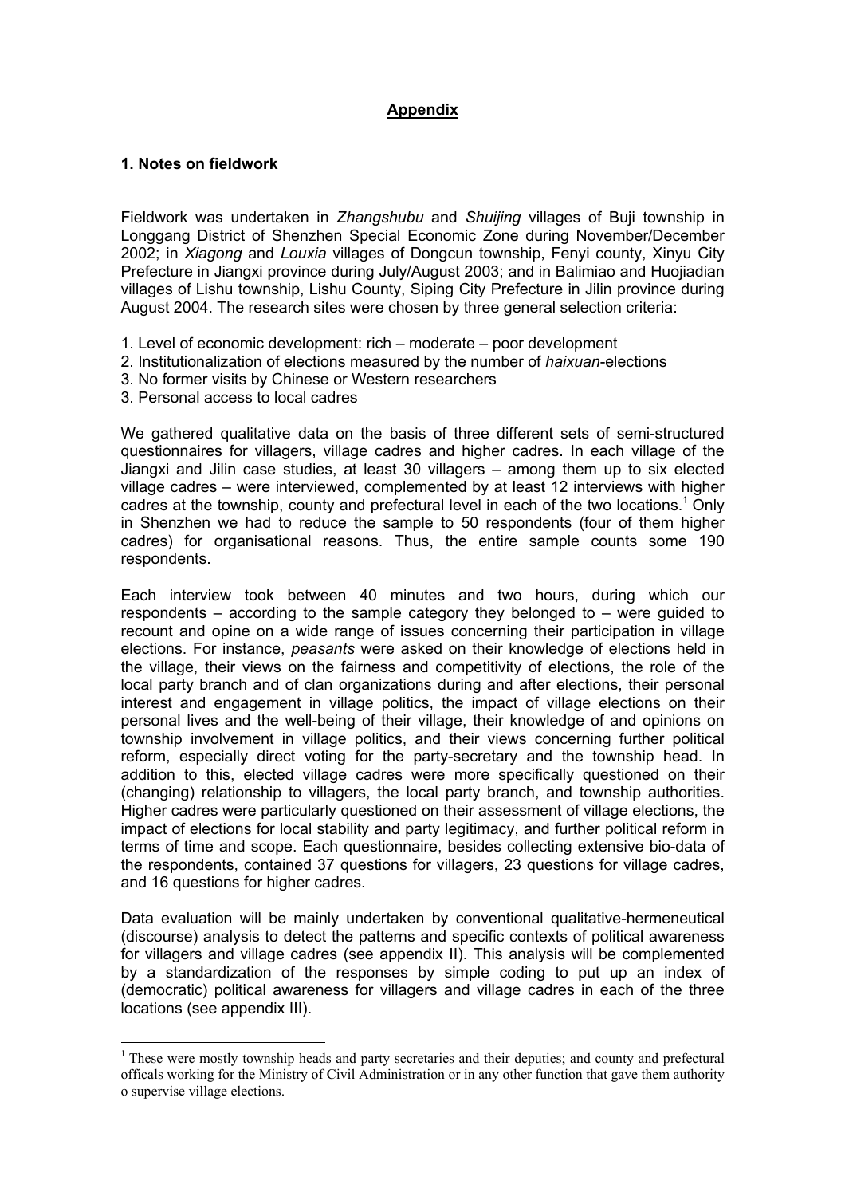# **Appendix**

## 1. Notes on fieldwork

Fieldwork was undertaken in *Zhangshubu* and *Shuijing* villages of Buji township in Longgang District of Shenzhen Special Economic Zone during November/December 2002; in *Xiagong* and *Louxia* villages of Dongcun township, Fenyi county, Xinyu City Prefecture in Jiangxi province during July/August 2003; and in Balimiao and Huojiadian villages of Lishu township, Lishu County, Siping City Prefecture in Jilin province during August 2004. The research sites were chosen by three general selection criteria:

1. Level of economic development: rich – moderate – poor development
2. Institutionalization of elections measured by the number of *haixuan*-elections
3. No former visits by Chinese or Western researchers
3. Personal access to local cadres

We gathered qualitative data on the basis of three different sets of semi-structured questionnaires for villagers, village cadres and higher cadres. In each village of the Jiangxi and Jilin case studies, at least 30 villagers – among them up to six elected village cadres – were interviewed, complemented by at least 12 interviews with higher cadres at the township, county and prefectural level in each of the two locations.[1] Only in Shenzhen we had to reduce the sample to 50 respondents (four of them higher cadres) for organisational reasons. Thus, the entire sample counts some 190 respondents.

Each interview took between 40 minutes and two hours, during which our respondents – according to the sample category they belonged to – were guided to recount and opine on a wide range of issues concerning their participation in village elections. For instance, *peasants* were asked on their knowledge of elections held in the village, their views on the fairness and competitivity of elections, the role of the local party branch and of clan organizations during and after elections, their personal interest and engagement in village politics, the impact of village elections on their personal lives and the well-being of their village, their knowledge of and opinions on township involvement in village politics, and their views concerning further political reform, especially direct voting for the party-secretary and the township head. In addition to this, elected village cadres were more specifically questioned on their (changing) relationship to villagers, the local party branch, and township authorities. Higher cadres were particularly questioned on their assessment of village elections, the impact of elections for local stability and party legitimacy, and further political reform in terms of time and scope. Each questionnaire, besides collecting extensive bio-data of the respondents, contained 37 questions for villagers, 23 questions for village cadres, and 16 questions for higher cadres.

Data evaluation will be mainly undertaken by conventional qualitative-hermeneutical (discourse) analysis to detect the patterns and specific contexts of political awareness for villagers and village cadres (see appendix II). This analysis will be complemented by a standardization of the responses by simple coding to put up an index of (democratic) political awareness for villagers and village cadres in each of the three locations (see appendix III).

---

[1] These were mostly township heads and party secretaries and their deputies; and county and prefectural officals working for the Ministry of Civil Administration or in any other function that gave them authority o supervise village elections.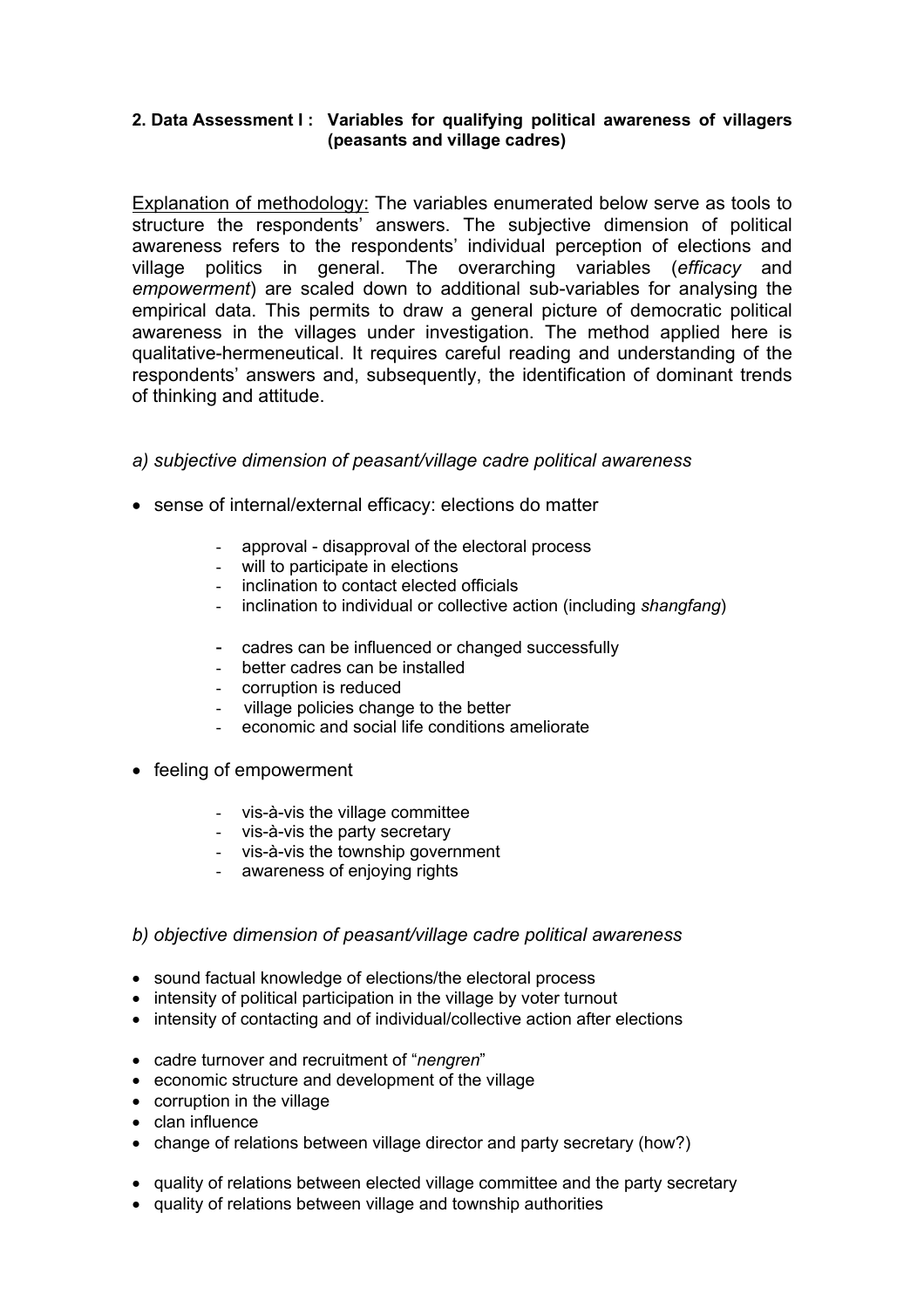**2. Data Assessment I : Variables for qualifying political awareness of villagers (peasants and village cadres)**

Explanation of methodology: The variables enumerated below serve as tools to structure the respondents' answers. The subjective dimension of political awareness refers to the respondents' individual perception of elections and village politics in general. The overarching variables (*efficacy* and *empowerment*) are scaled down to additional sub-variables for analysing the empirical data. This permits to draw a general picture of democratic political awareness in the villages under investigation. The method applied here is qualitative-hermeneutical. It requires careful reading and understanding of the respondents' answers and, subsequently, the identification of dominant trends of thinking and attitude.

*a) subjective dimension of peasant/village cadre political awareness*

- sense of internal/external efficacy: elections do matter
    - approval - disapproval of the electoral process
    - will to participate in elections
    - inclination to contact elected officials
    - inclination to individual or collective action (including *shangfang*)

    - cadres can be influenced or changed successfully
    - better cadres can be installed
    - corruption is reduced
    - village policies change to the better
    - economic and social life conditions ameliorate

- feeling of empowerment
    - vis-à-vis the village committee
    - vis-à-vis the party secretary
    - vis-à-vis the township government
    - awareness of enjoying rights

*b) objective dimension of peasant/village cadre political awareness*

- sound factual knowledge of elections/the electoral process
- intensity of political participation in the village by voter turnout
- intensity of contacting and of individual/collective action after elections

- cadre turnover and recruitment of "*nengren*"
- economic structure and development of the village
- corruption in the village
- clan influence
- change of relations between village director and party secretary (how?)

- quality of relations between elected village committee and the party secretary
- quality of relations between village and township authorities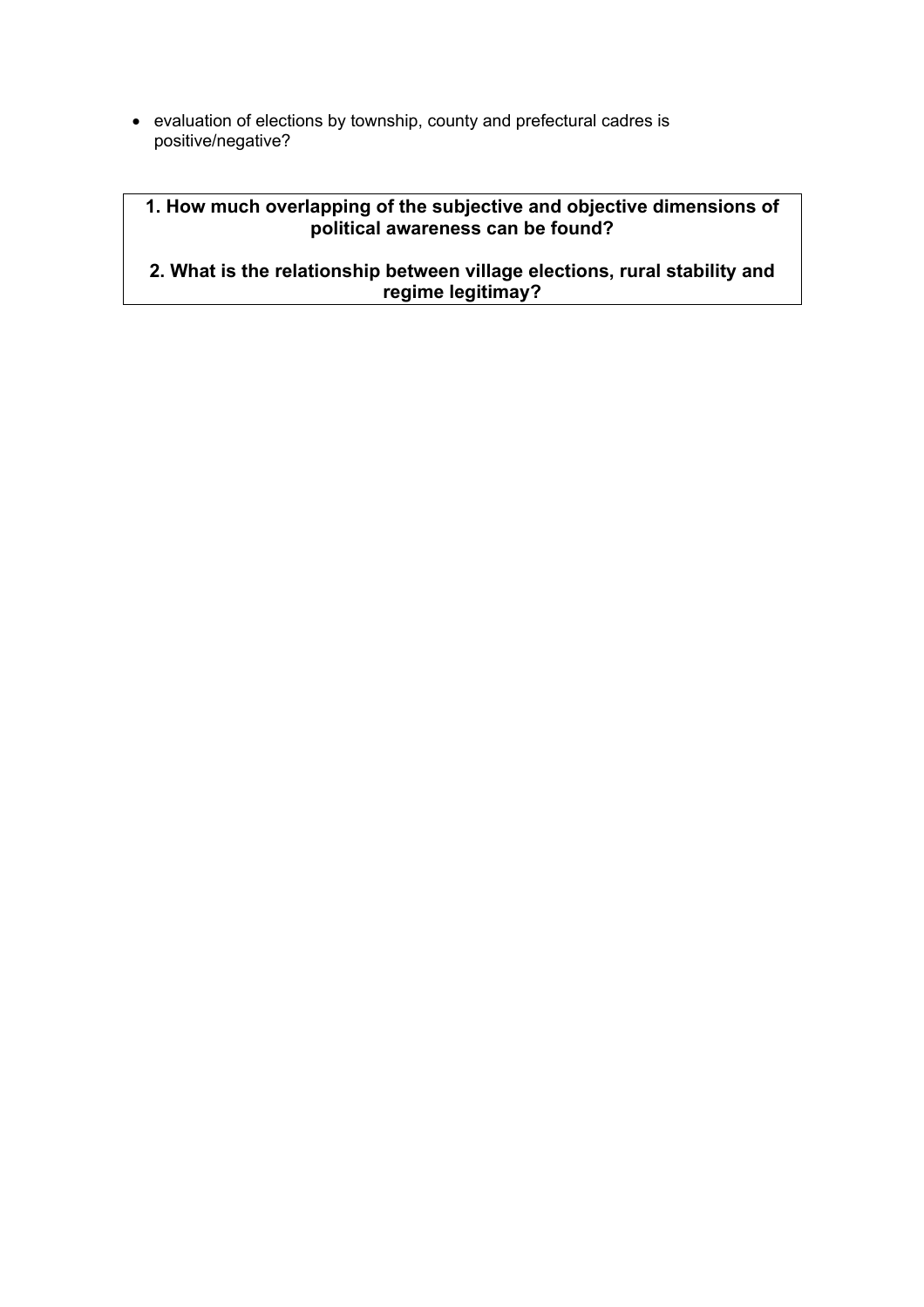- evaluation of elections by township, county and prefectural cadres is positive/negative?

**1. How much overlapping of the subjective and objective dimensions of political awareness can be found?**

**2. What is the relationship between village elections, rural stability and regime legitimay?**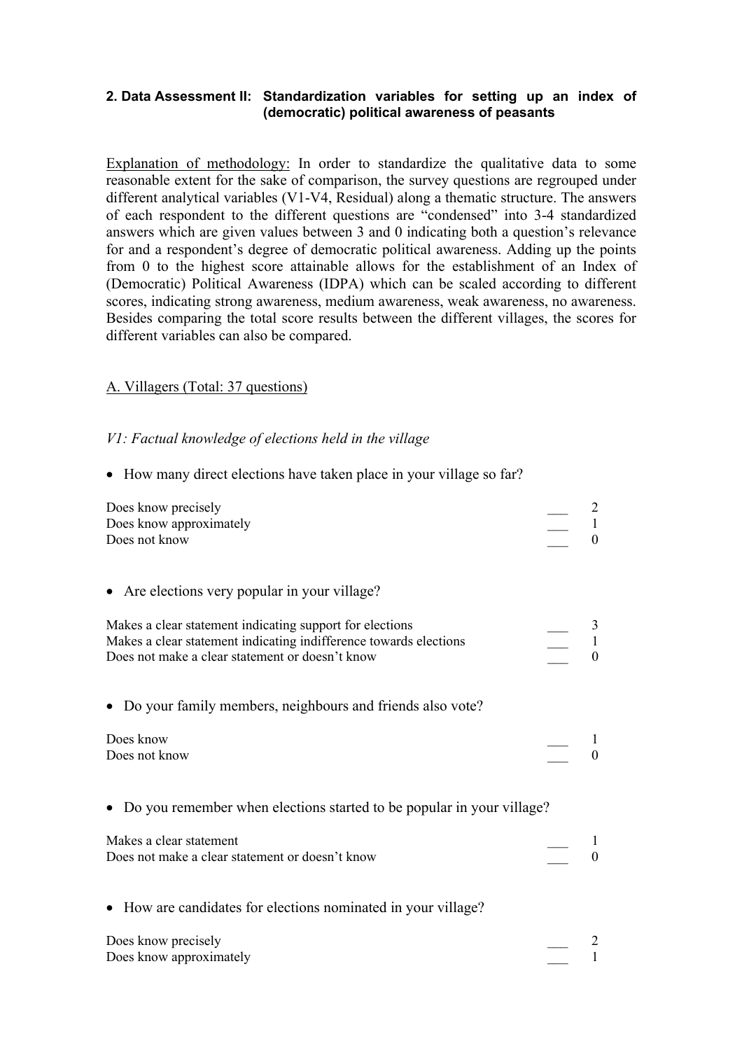**2. Data Assessment II: Standardization variables for setting up an index of (democratic) political awareness of peasants**

Explanation of methodology: In order to standardize the qualitative data to some reasonable extent for the sake of comparison, the survey questions are regrouped under different analytical variables (V1-V4, Residual) along a thematic structure. The answers of each respondent to the different questions are "condensed" into 3-4 standardized answers which are given values between 3 and 0 indicating both a question's relevance for and a respondent's degree of democratic political awareness. Adding up the points from 0 to the highest score attainable allows for the establishment of an Index of (Democratic) Political Awareness (IDPA) which can be scaled according to different scores, indicating strong awareness, medium awareness, weak awareness, no awareness. Besides comparing the total score results between the different villages, the scores for different variables can also be compared.

A. Villagers (Total: 37 questions)

*V1: Factual knowledge of elections held in the village*

- How many direct elections have taken place in your village so far?

| | | |
|---|---|---|
| Does know precisely | ___ | 2 |
| Does know approximately | ___ | 1 |
| Does not know | ___ | 0 |

- Are elections very popular in your village?

| | | |
|---|---|---|
| Makes a clear statement indicating support for elections | ___ | 3 |
| Makes a clear statement indicating indifference towards elections | ___ | 1 |
| Does not make a clear statement or doesn't know | ___ | 0 |

- Do your family members, neighbours and friends also vote?

| | | |
|---|---|---|
| Does know | ___ | 1 |
| Does not know | ___ | 0 |

- Do you remember when elections started to be popular in your village?

| | | |
|---|---|---|
| Makes a clear statement | ___ | 1 |
| Does not make a clear statement or doesn't know | ___ | 0 |

- How are candidates for elections nominated in your village?

| | | |
|---|---|---|
| Does know precisely | ___ | 2 |
| Does know approximately | ___ | 1 |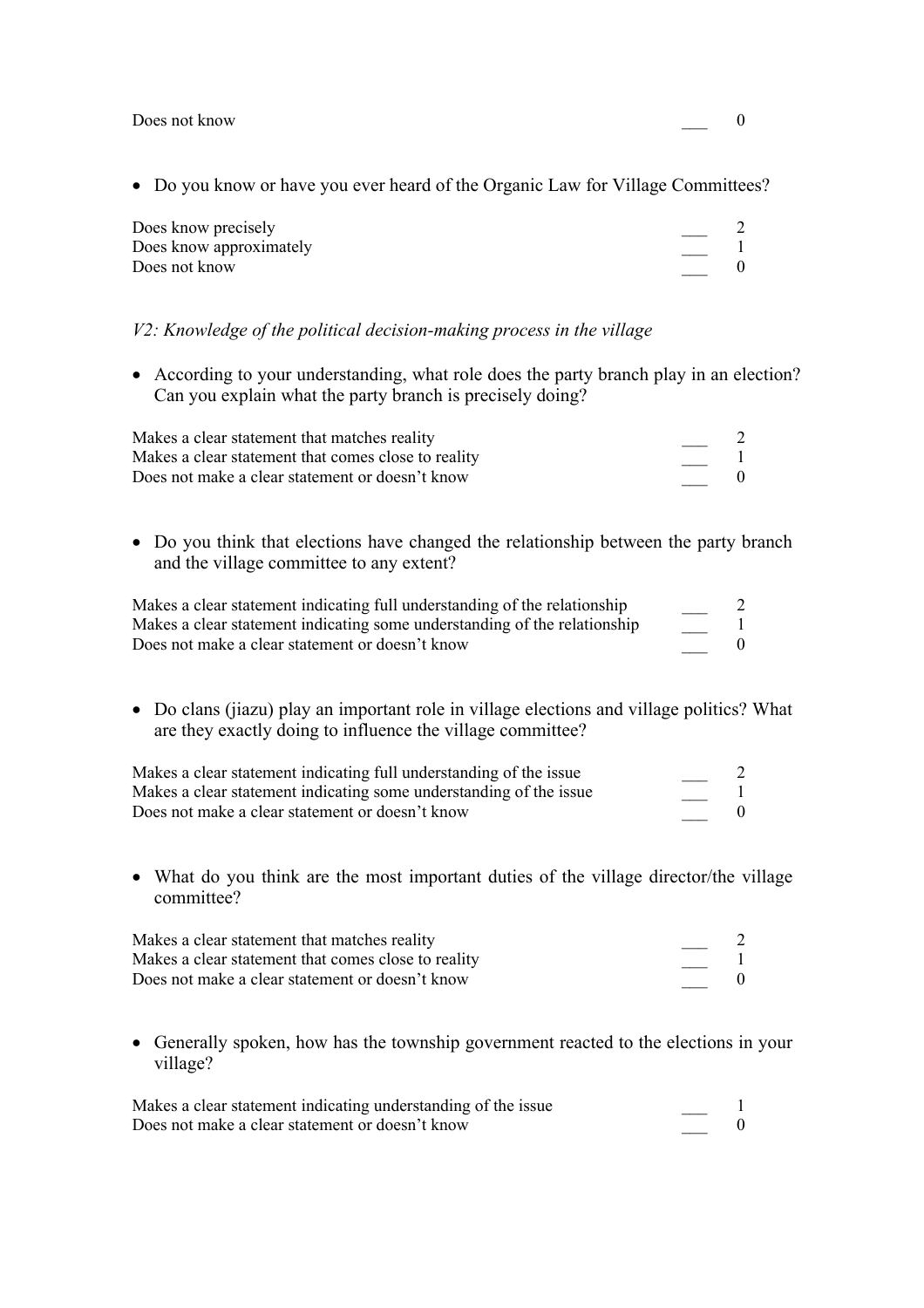| | | |
|---|---|---|
| Does not know | ___ | 0 |

- Do you know or have you ever heard of the Organic Law for Village Committees?

| | | |
|---|---|---|
| Does know precisely | ___ | 2 |
| Does know approximately | ___ | 1 |
| Does not know | ___ | 0 |

*V2: Knowledge of the political decision-making process in the village*

- According to your understanding, what role does the party branch play in an election? Can you explain what the party branch is precisely doing?

| | | |
|---|---|---|
| Makes a clear statement that matches reality | ___ | 2 |
| Makes a clear statement that comes close to reality | ___ | 1 |
| Does not make a clear statement or doesn't know | ___ | 0 |

- Do you think that elections have changed the relationship between the party branch and the village committee to any extent?

| | | |
|---|---|---|
| Makes a clear statement indicating full understanding of the relationship | ___ | 2 |
| Makes a clear statement indicating some understanding of the relationship | ___ | 1 |
| Does not make a clear statement or doesn't know | ___ | 0 |

- Do clans (jiazu) play an important role in village elections and village politics? What are they exactly doing to influence the village committee?

| | | |
|---|---|---|
| Makes a clear statement indicating full understanding of the issue | ___ | 2 |
| Makes a clear statement indicating some understanding of the issue | ___ | 1 |
| Does not make a clear statement or doesn't know | ___ | 0 |

- What do you think are the most important duties of the village director/the village committee?

| | | |
|---|---|---|
| Makes a clear statement that matches reality | ___ | 2 |
| Makes a clear statement that comes close to reality | ___ | 1 |
| Does not make a clear statement or doesn't know | ___ | 0 |

- Generally spoken, how has the township government reacted to the elections in your village?

| | | |
|---|---|---|
| Makes a clear statement indicating understanding of the issue | ___ | 1 |
| Does not make a clear statement or doesn't know | ___ | 0 |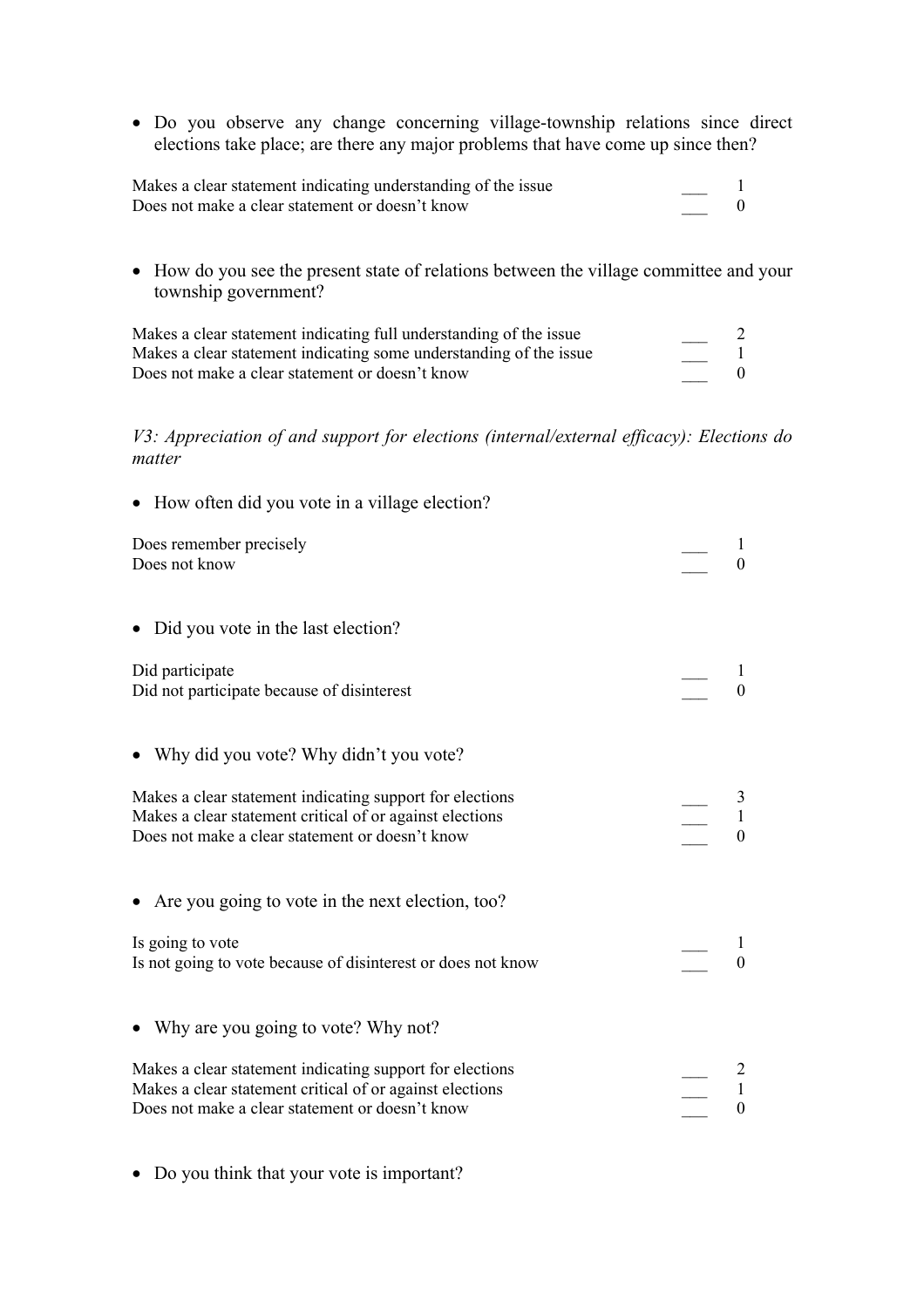- Do you observe any change concerning village-township relations since direct elections take place; are there any major problems that have come up since then?

| | | |
|---|---|---|
| Makes a clear statement indicating understanding of the issue | ___ | 1 |
| Does not make a clear statement or doesn't know | ___ | 0 |

- How do you see the present state of relations between the village committee and your township government?

| | | |
|---|---|---|
| Makes a clear statement indicating full understanding of the issue | ___ | 2 |
| Makes a clear statement indicating some understanding of the issue | ___ | 1 |
| Does not make a clear statement or doesn't know | ___ | 0 |

*V3: Appreciation of and support for elections (internal/external efficacy): Elections do matter*

- How often did you vote in a village election?

| | | |
|---|---|---|
| Does remember precisely | ___ | 1 |
| Does not know | ___ | 0 |

- Did you vote in the last election?

| | | |
|---|---|---|
| Did participate | ___ | 1 |
| Did not participate because of disinterest | ___ | 0 |

- Why did you vote? Why didn't you vote?

| | | |
|---|---|---|
| Makes a clear statement indicating support for elections | ___ | 3 |
| Makes a clear statement critical of or against elections | ___ | 1 |
| Does not make a clear statement or doesn't know | ___ | 0 |

- Are you going to vote in the next election, too?

| | | |
|---|---|---|
| Is going to vote | ___ | 1 |
| Is not going to vote because of disinterest or does not know | ___ | 0 |

- Why are you going to vote? Why not?

| | | |
|---|---|---|
| Makes a clear statement indicating support for elections | ___ | 2 |
| Makes a clear statement critical of or against elections | ___ | 1 |
| Does not make a clear statement or doesn't know | ___ | 0 |

- Do you think that your vote is important?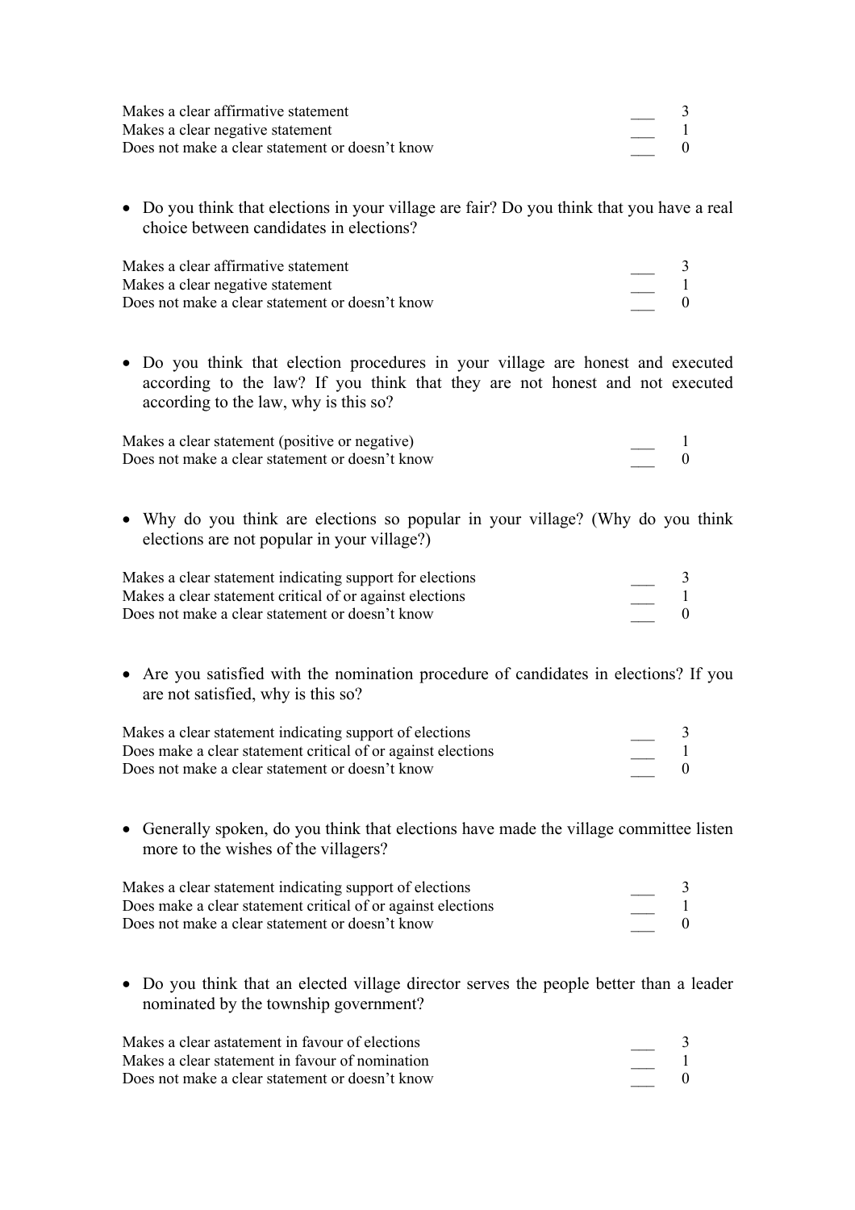| | | |
|---|---|---|
| Makes a clear affirmative statement | ___ | 3 |
| Makes a clear negative statement | ___ | 1 |
| Does not make a clear statement or doesn't know | ___ | 0 |

- Do you think that elections in your village are fair? Do you think that you have a real choice between candidates in elections?

| | | |
|---|---|---|
| Makes a clear affirmative statement | ___ | 3 |
| Makes a clear negative statement | ___ | 1 |
| Does not make a clear statement or doesn't know | ___ | 0 |

- Do you think that election procedures in your village are honest and executed according to the law? If you think that they are not honest and not executed according to the law, why is this so?

| | | |
|---|---|---|
| Makes a clear statement (positive or negative) | ___ | 1 |
| Does not make a clear statement or doesn't know | ___ | 0 |

- Why do you think are elections so popular in your village? (Why do you think elections are not popular in your village?)

| | | |
|---|---|---|
| Makes a clear statement indicating support for elections | ___ | 3 |
| Makes a clear statement critical of or against elections | ___ | 1 |
| Does not make a clear statement or doesn't know | ___ | 0 |

- Are you satisfied with the nomination procedure of candidates in elections? If you are not satisfied, why is this so?

| | | |
|---|---|---|
| Makes a clear statement indicating support of elections | ___ | 3 |
| Does make a clear statement critical of or against elections | ___ | 1 |
| Does not make a clear statement or doesn't know | ___ | 0 |

- Generally spoken, do you think that elections have made the village committee listen more to the wishes of the villagers?

| | | |
|---|---|---|
| Makes a clear statement indicating support of elections | ___ | 3 |
| Does make a clear statement critical of or against elections | ___ | 1 |
| Does not make a clear statement or doesn't know | ___ | 0 |

- Do you think that an elected village director serves the people better than a leader nominated by the township government?

| | | |
|---|---|---|
| Makes a clear astatement in favour of elections | ___ | 3 |
| Makes a clear statement in favour of nomination | ___ | 1 |
| Does not make a clear statement or doesn't know | ___ | 0 |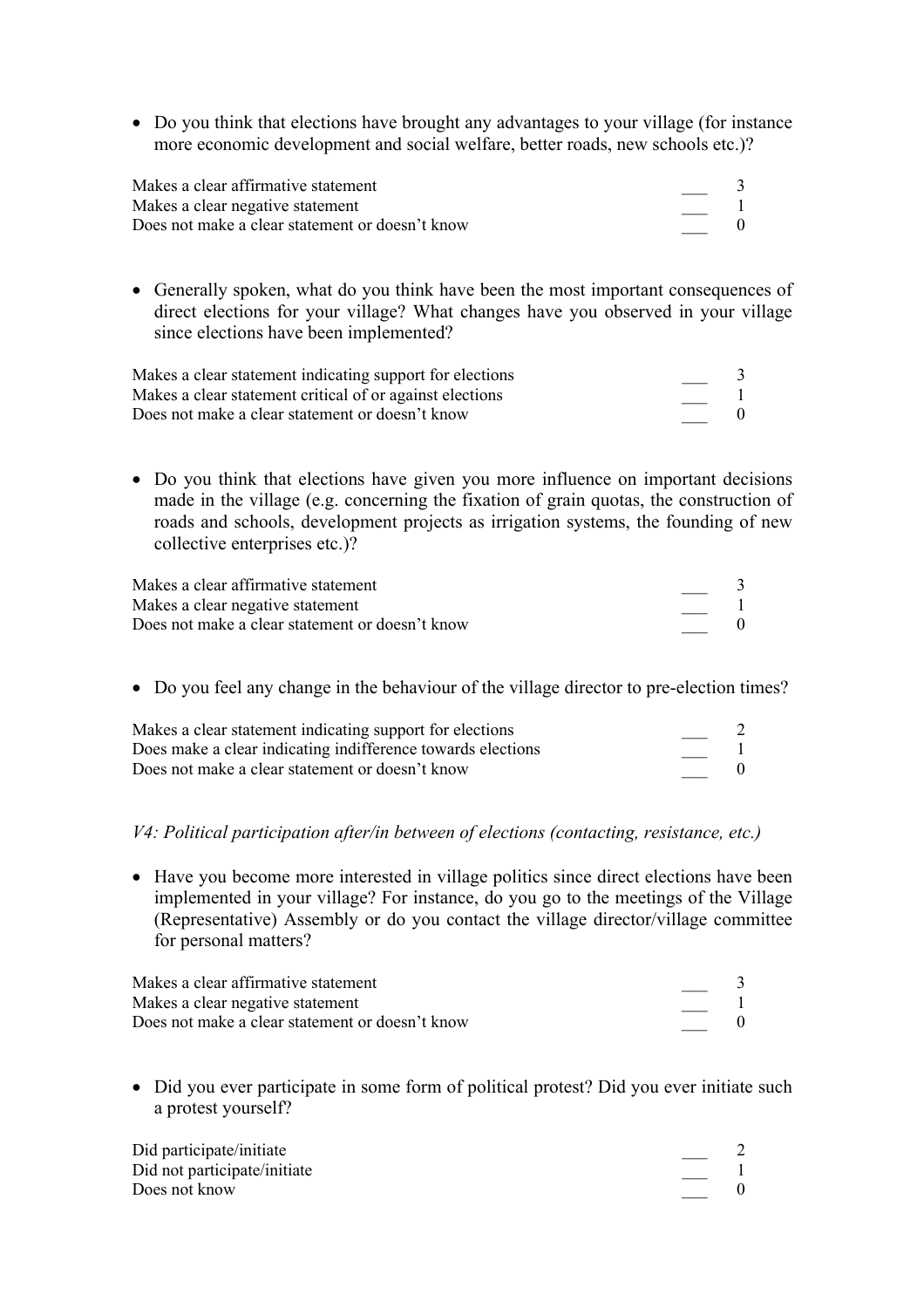- Do you think that elections have brought any advantages to your village (for instance more economic development and social welfare, better roads, new schools etc.)?

| | | |
|---|---|---|
| Makes a clear affirmative statement | ___ | 3 |
| Makes a clear negative statement | ___ | 1 |
| Does not make a clear statement or doesn't know | ___ | 0 |

- Generally spoken, what do you think have been the most important consequences of direct elections for your village? What changes have you observed in your village since elections have been implemented?

| | | |
|---|---|---|
| Makes a clear statement indicating support for elections | ___ | 3 |
| Makes a clear statement critical of or against elections | ___ | 1 |
| Does not make a clear statement or doesn't know | ___ | 0 |

- Do you think that elections have given you more influence on important decisions made in the village (e.g. concerning the fixation of grain quotas, the construction of roads and schools, development projects as irrigation systems, the founding of new collective enterprises etc.)?

| | | |
|---|---|---|
| Makes a clear affirmative statement | ___ | 3 |
| Makes a clear negative statement | ___ | 1 |
| Does not make a clear statement or doesn't know | ___ | 0 |

- Do you feel any change in the behaviour of the village director to pre-election times?

| | | |
|---|---|---|
| Makes a clear statement indicating support for elections | ___ | 2 |
| Does make a clear indicating indifference towards elections | ___ | 1 |
| Does not make a clear statement or doesn't know | ___ | 0 |

*V4: Political participation after/in between of elections (contacting, resistance, etc.)*

- Have you become more interested in village politics since direct elections have been implemented in your village? For instance, do you go to the meetings of the Village (Representative) Assembly or do you contact the village director/village committee for personal matters?

| | | |
|---|---|---|
| Makes a clear affirmative statement | ___ | 3 |
| Makes a clear negative statement | ___ | 1 |
| Does not make a clear statement or doesn't know | ___ | 0 |

- Did you ever participate in some form of political protest? Did you ever initiate such a protest yourself?

| | | |
|---|---|---|
| Did participate/initiate | ___ | 2 |
| Did not participate/initiate | ___ | 1 |
| Does not know | ___ | 0 |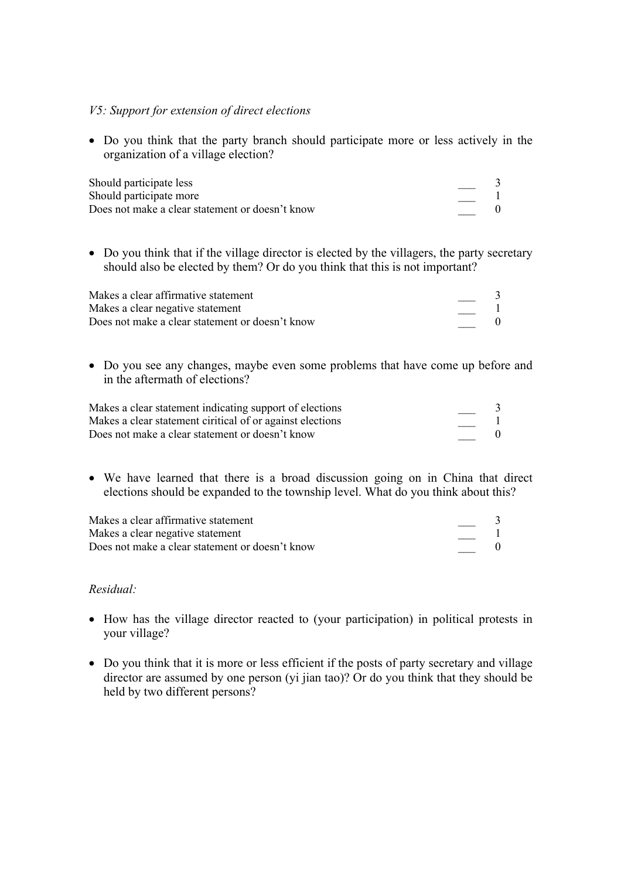*V5: Support for extension of direct elections*

- Do you think that the party branch should participate more or less actively in the organization of a village election?

| | | |
|---|---|---|
| Should participate less | ___ | 3 |
| Should participate more | ___ | 1 |
| Does not make a clear statement or doesn't know | ___ | 0 |

- Do you think that if the village director is elected by the villagers, the party secretary should also be elected by them? Or do you think that this is not important?

| | | |
|---|---|---|
| Makes a clear affirmative statement | ___ | 3 |
| Makes a clear negative statement | ___ | 1 |
| Does not make a clear statement or doesn't know | ___ | 0 |

- Do you see any changes, maybe even some problems that have come up before and in the aftermath of elections?

| | | |
|---|---|---|
| Makes a clear statement indicating support of elections | ___ | 3 |
| Makes a clear statement cirітical of or against elections | ___ | 1 |
| Does not make a clear statement or doesn't know | ___ | 0 |

- We have learned that there is a broad discussion going on in China that direct elections should be expanded to the township level. What do you think about this?

| | | |
|---|---|---|
| Makes a clear affirmative statement | ___ | 3 |
| Makes a clear negative statement | ___ | 1 |
| Does not make a clear statement or doesn't know | ___ | 0 |

*Residual:*

- How has the village director reacted to (your participation) in political protests in your village?

- Do you think that it is more or less efficient if the posts of party secretary and village director are assumed by one person (yi jian tao)? Or do you think that they should be held by two different persons?